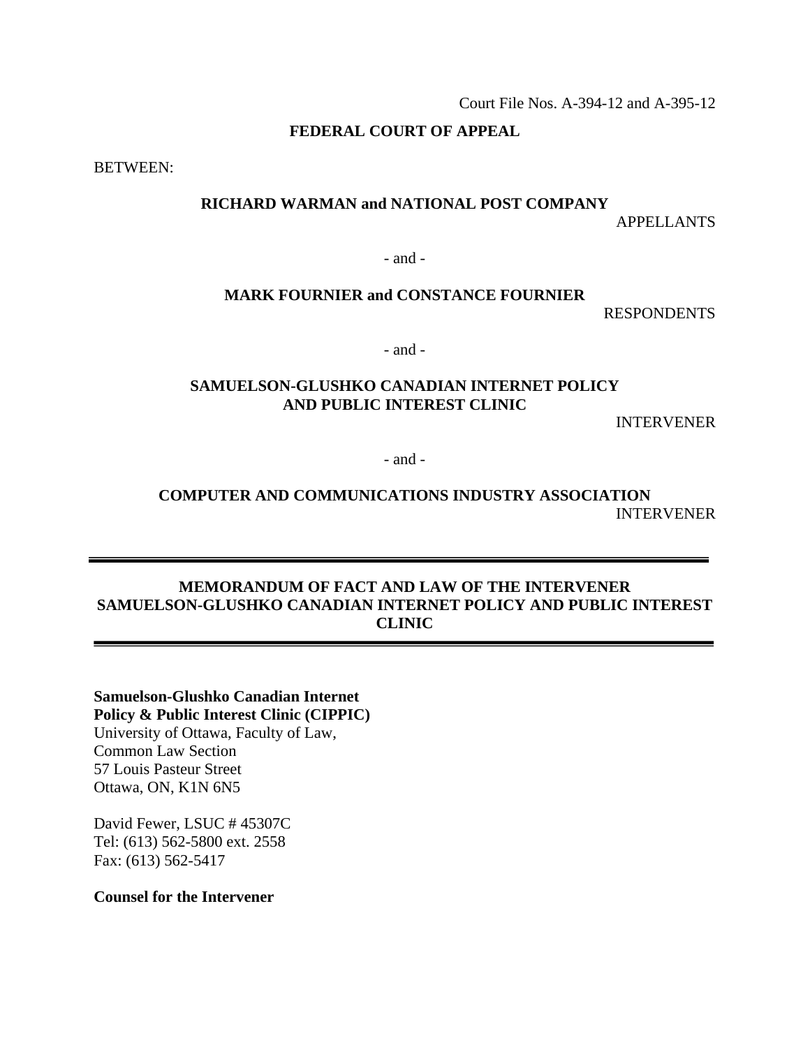Court File Nos. A-394-12 and A-395-12

**FEDERAL COURT OF APPEAL**

BETWEEN:

**RICHARD WARMAN and NATIONAL POST COMPANY**

APPELLANTS

\- and -

**MARK FOURNIER and CONSTANCE FOURNIER**

RESPONDENTS

\- and -

**SAMUELSON-GLUSHKO CANADIAN INTERNET POLICY AND PUBLIC INTEREST CLINIC**

INTERVENER

\- and -

**COMPUTER AND COMMUNICATIONS INDUSTRY ASSOCIATION**

INTERVENER

---

# MEMORANDUM OF FACT AND LAW OF THE INTERVENER SAMUELSON-GLUSHKO CANADIAN INTERNET POLICY AND PUBLIC INTEREST CLINIC

---

**Samuelson-Glushko Canadian Internet Policy & Public Interest Clinic (CIPPIC)**
University of Ottawa, Faculty of Law,
Common Law Section
57 Louis Pasteur Street
Ottawa, ON, K1N 6N5

David Fewer, LSUC # 45307C
Tel: (613) 562-5800 ext. 2558
Fax: (613) 562-5417

**Counsel for the Intervener**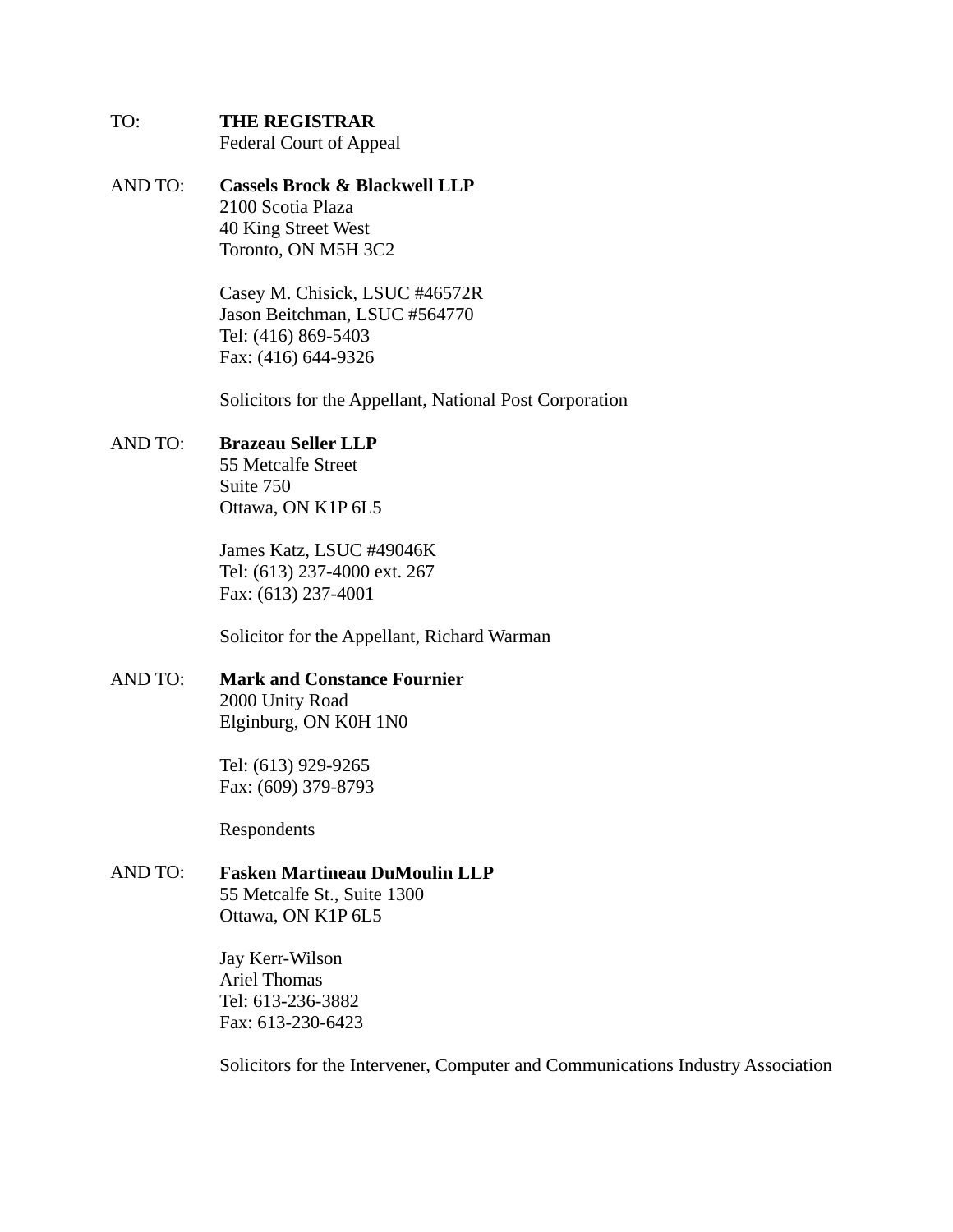TO: **THE REGISTRAR**
Federal Court of Appeal

AND TO: **Cassels Brock & Blackwell LLP**
2100 Scotia Plaza
40 King Street West
Toronto, ON M5H 3C2

Casey M. Chisick, LSUC #46572R
Jason Beitchman, LSUC #564770
Tel: (416) 869-5403
Fax: (416) 644-9326

Solicitors for the Appellant, National Post Corporation

AND TO: **Brazeau Seller LLP**
55 Metcalfe Street
Suite 750
Ottawa, ON K1P 6L5

James Katz, LSUC #49046K
Tel: (613) 237-4000 ext. 267
Fax: (613) 237-4001

Solicitor for the Appellant, Richard Warman

AND TO: **Mark and Constance Fournier**
2000 Unity Road
Elginburg, ON K0H 1N0

Tel: (613) 929-9265
Fax: (609) 379-8793

Respondents

AND TO: **Fasken Martineau DuMoulin LLP**
55 Metcalfe St., Suite 1300
Ottawa, ON K1P 6L5

Jay Kerr-Wilson
Ariel Thomas
Tel: 613-236-3882
Fax: 613-230-6423

Solicitors for the Intervener, Computer and Communications Industry Association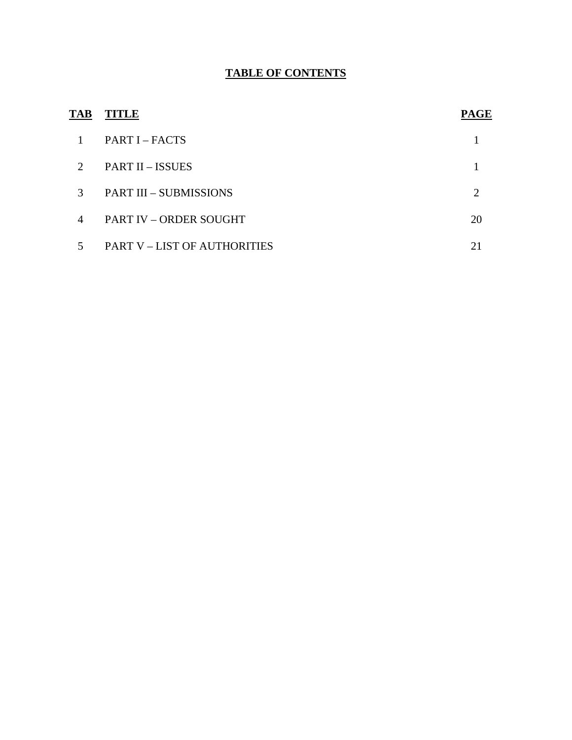# TABLE OF CONTENTS

| TAB | TITLE | PAGE |
|---|---|---|
| 1 | PART I – FACTS | 1 |
| 2 | PART II – ISSUES | 1 |
| 3 | PART III – SUBMISSIONS | 2 |
| 4 | PART IV – ORDER SOUGHT | 20 |
| 5 | PART V – LIST OF AUTHORITIES | 21 |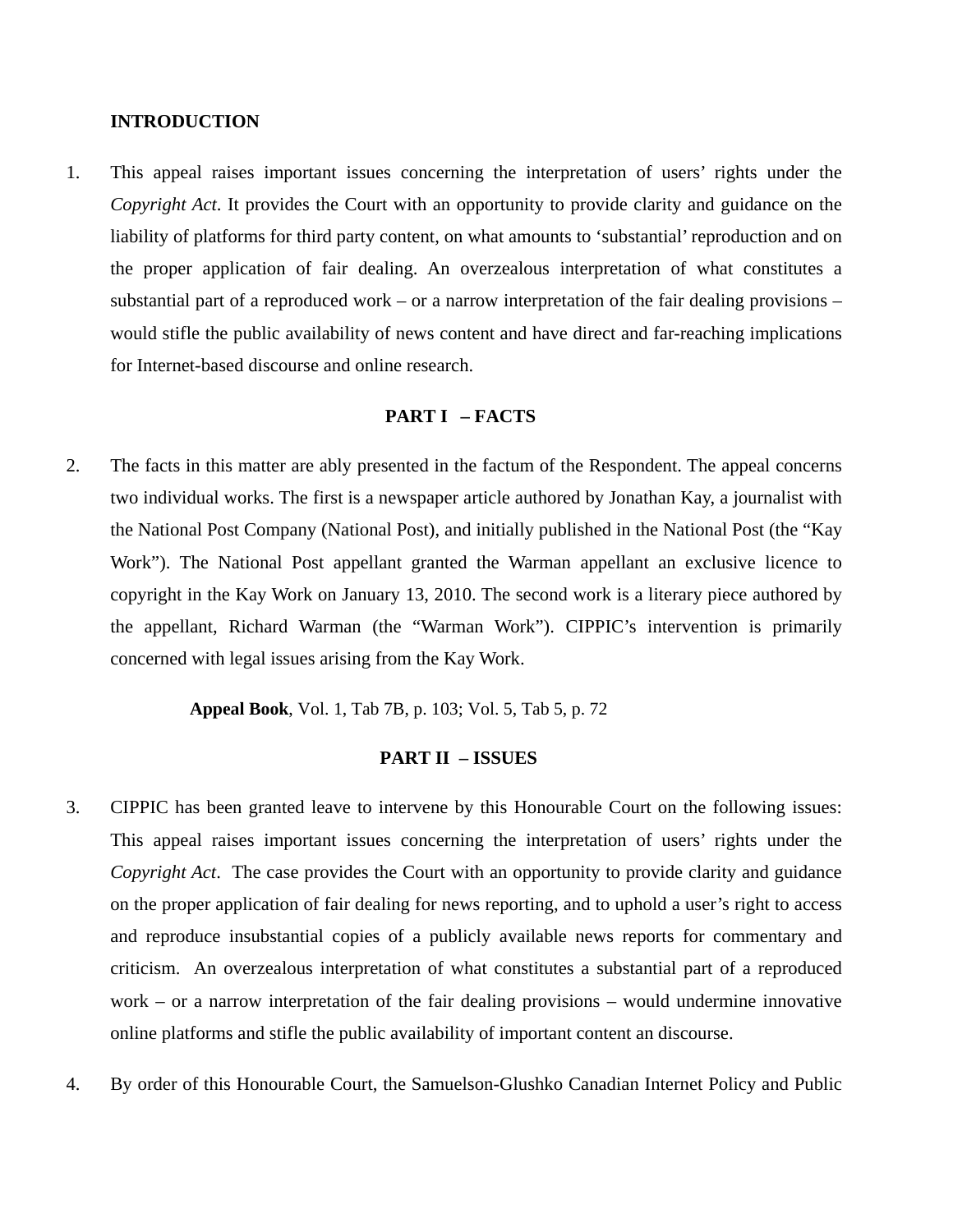**INTRODUCTION**

1. This appeal raises important issues concerning the interpretation of users' rights under the *Copyright Act*. It provides the Court with an opportunity to provide clarity and guidance on the liability of platforms for third party content, on what amounts to 'substantial' reproduction and on the proper application of fair dealing. An overzealous interpretation of what constitutes a substantial part of a reproduced work – or a narrow interpretation of the fair dealing provisions – would stifle the public availability of news content and have direct and far-reaching implications for Internet-based discourse and online research.

## PART I – FACTS

2. The facts in this matter are ably presented in the factum of the Respondent. The appeal concerns two individual works. The first is a newspaper article authored by Jonathan Kay, a journalist with the National Post Company (National Post), and initially published in the National Post (the "Kay Work"). The National Post appellant granted the Warman appellant an exclusive licence to copyright in the Kay Work on January 13, 2010. The second work is a literary piece authored by the appellant, Richard Warman (the "Warman Work"). CIPPIC's intervention is primarily concerned with legal issues arising from the Kay Work.

**Appeal Book**, Vol. 1, Tab 7B, p. 103; Vol. 5, Tab 5, p. 72

## PART II – ISSUES

3. CIPPIC has been granted leave to intervene by this Honourable Court on the following issues: This appeal raises important issues concerning the interpretation of users' rights under the *Copyright Act*. The case provides the Court with an opportunity to provide clarity and guidance on the proper application of fair dealing for news reporting, and to uphold a user's right to access and reproduce insubstantial copies of a publicly available news reports for commentary and criticism. An overzealous interpretation of what constitutes a substantial part of a reproduced work – or a narrow interpretation of the fair dealing provisions – would undermine innovative online platforms and stifle the public availability of important content an discourse.

4. By order of this Honourable Court, the Samuelson-Glushko Canadian Internet Policy and Public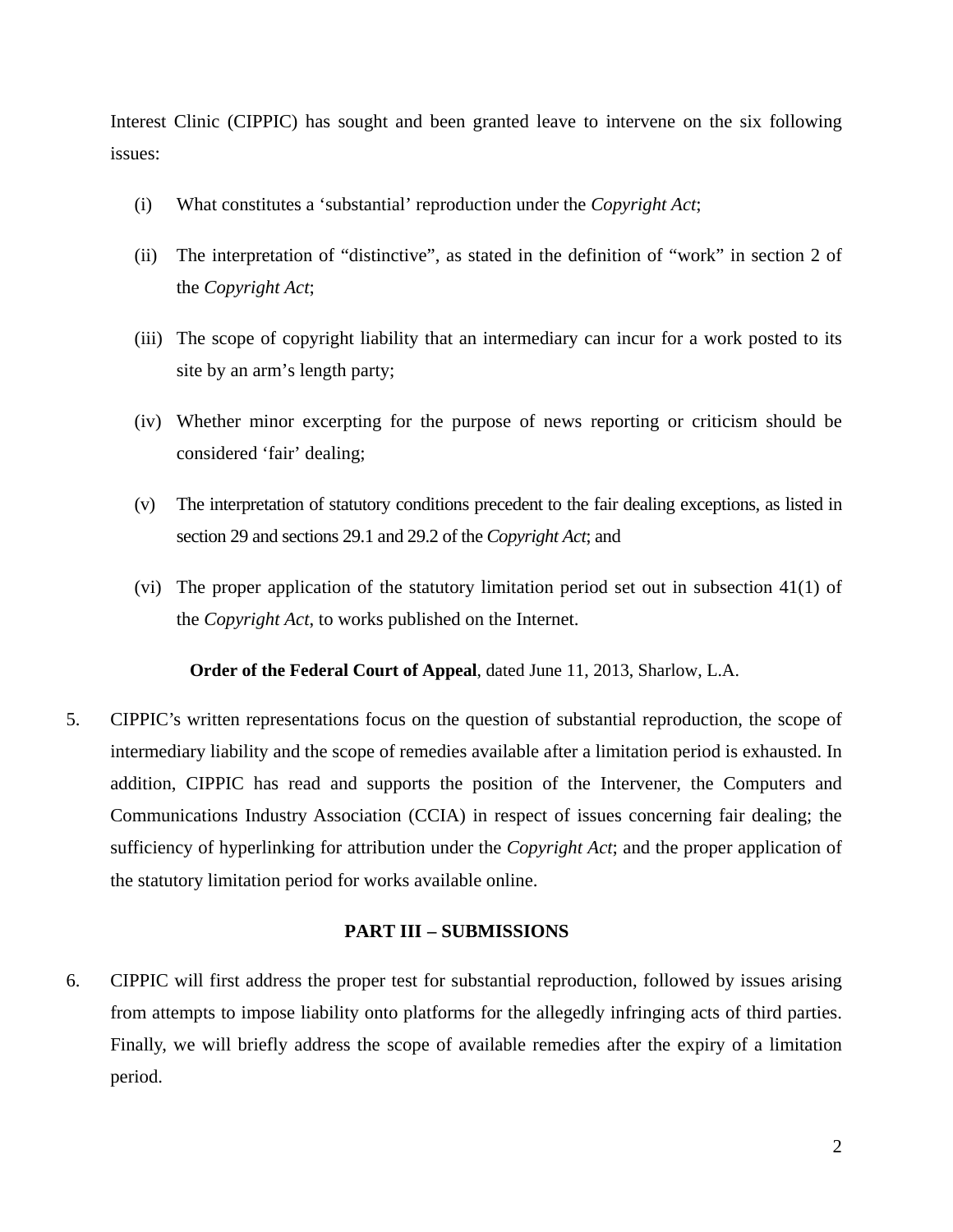Interest Clinic (CIPPIC) has sought and been granted leave to intervene on the six following issues:

(i) What constitutes a 'substantial' reproduction under the *Copyright Act*;

(ii) The interpretation of "distinctive", as stated in the definition of "work" in section 2 of the *Copyright Act*;

(iii) The scope of copyright liability that an intermediary can incur for a work posted to its site by an arm's length party;

(iv) Whether minor excerpting for the purpose of news reporting or criticism should be considered 'fair' dealing;

(v) The interpretation of statutory conditions precedent to the fair dealing exceptions, as listed in section 29 and sections 29.1 and 29.2 of the *Copyright Act*; and

(vi) The proper application of the statutory limitation period set out in subsection 41(1) of the *Copyright Act*, to works published on the Internet.

**Order of the Federal Court of Appeal**, dated June 11, 2013, Sharlow, L.A.

5. CIPPIC's written representations focus on the question of substantial reproduction, the scope of intermediary liability and the scope of remedies available after a limitation period is exhausted. In addition, CIPPIC has read and supports the position of the Intervener, the Computers and Communications Industry Association (CCIA) in respect of issues concerning fair dealing; the sufficiency of hyperlinking for attribution under the *Copyright Act*; and the proper application of the statutory limitation period for works available online.

## PART III – SUBMISSIONS

6. CIPPIC will first address the proper test for substantial reproduction, followed by issues arising from attempts to impose liability onto platforms for the allegedly infringing acts of third parties. Finally, we will briefly address the scope of available remedies after the expiry of a limitation period.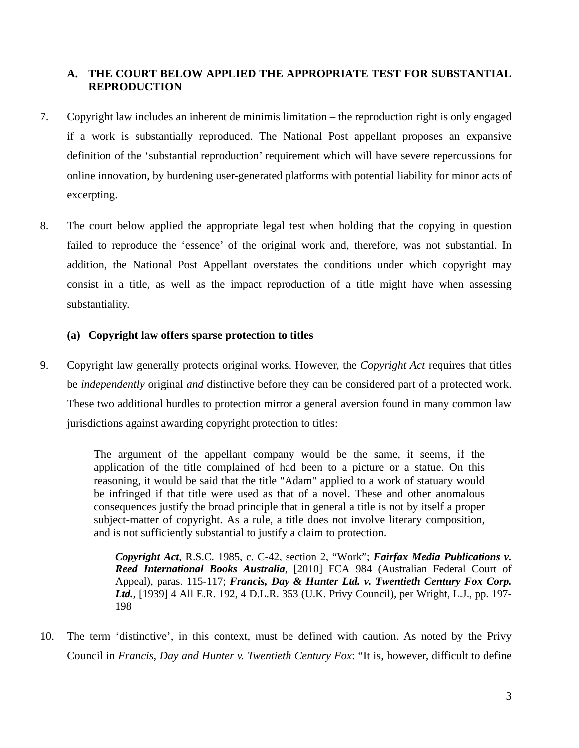### A. THE COURT BELOW APPLIED THE APPROPRIATE TEST FOR SUBSTANTIAL REPRODUCTION

7. Copyright law includes an inherent de minimis limitation – the reproduction right is only engaged if a work is substantially reproduced. The National Post appellant proposes an expansive definition of the ‘substantial reproduction’ requirement which will have severe repercussions for online innovation, by burdening user-generated platforms with potential liability for minor acts of excerpting.

8. The court below applied the appropriate legal test when holding that the copying in question failed to reproduce the ‘essence’ of the original work and, therefore, was not substantial. In addition, the National Post Appellant overstates the conditions under which copyright may consist in a title, as well as the impact reproduction of a title might have when assessing substantiality.

#### (a) Copyright law offers sparse protection to titles

9. Copyright law generally protects original works. However, the *Copyright Act* requires that titles be *independently* original *and* distinctive before they can be considered part of a protected work. These two additional hurdles to protection mirror a general aversion found in many common law jurisdictions against awarding copyright protection to titles:

> The argument of the appellant company would be the same, it seems, if the application of the title complained of had been to a picture or a statue. On this reasoning, it would be said that the title "Adam" applied to a work of statuary would be infringed if that title were used as that of a novel. These and other anomalous consequences justify the broad principle that in general a title is not by itself a proper subject-matter of copyright. As a rule, a title does not involve literary composition, and is not sufficiently substantial to justify a claim to protection.
>
> ***Copyright Act***, R.S.C. 1985, c. C-42, section 2, “Work”; ***Fairfax Media Publications v. Reed International Books Australia***, [2010] FCA 984 (Australian Federal Court of Appeal), paras. 115-117; ***Francis, Day & Hunter Ltd. v. Twentieth Century Fox Corp. Ltd.***, [1939] 4 All E.R. 192, 4 D.L.R. 353 (U.K. Privy Council), per Wright, L.J., pp. 197-198

10. The term ‘distinctive’, in this context, must be defined with caution. As noted by the Privy Council in *Francis, Day and Hunter v. Twentieth Century Fox*: “It is, however, difficult to define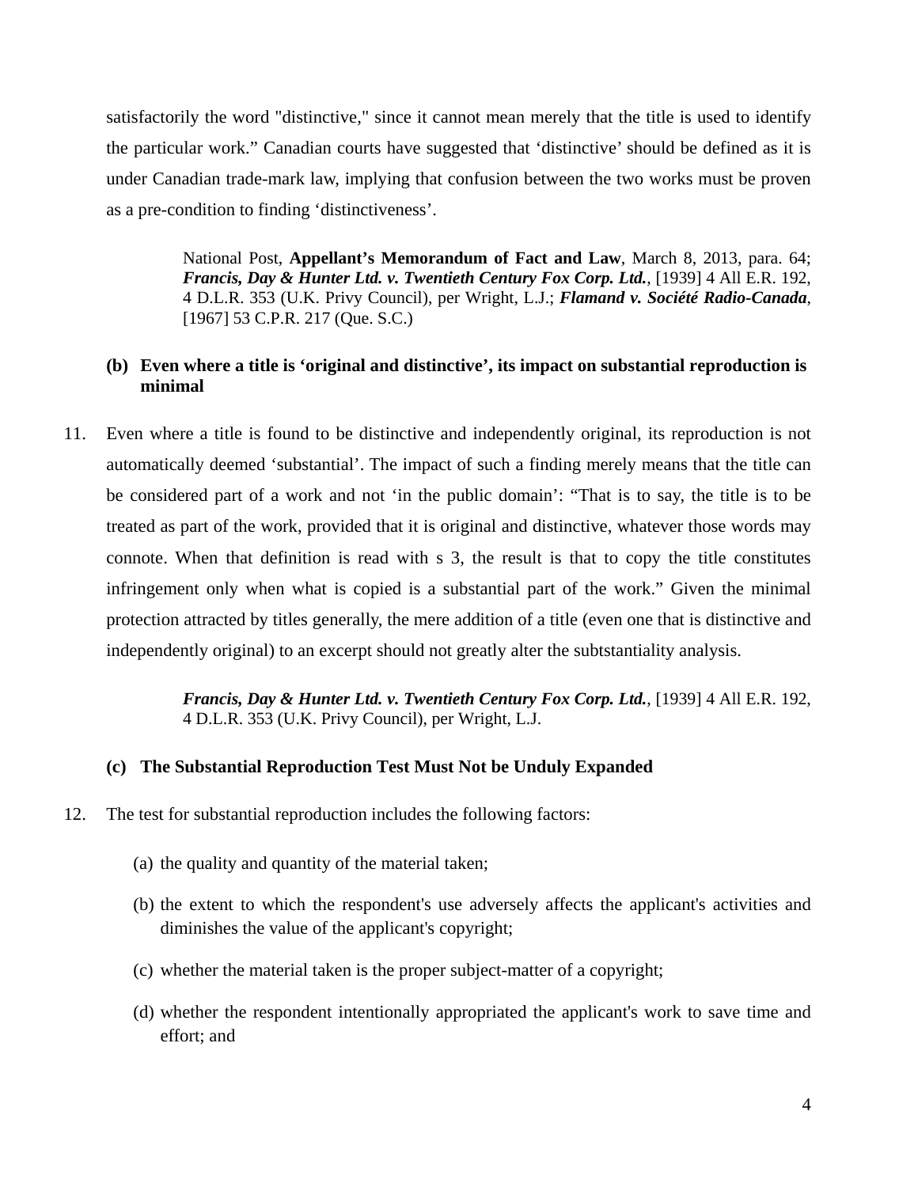satisfactorily the word "distinctive," since it cannot mean merely that the title is used to identify the particular work." Canadian courts have suggested that 'distinctive' should be defined as it is under Canadian trade-mark law, implying that confusion between the two works must be proven as a pre-condition to finding 'distinctiveness'.

> National Post, **Appellant's Memorandum of Fact and Law**, March 8, 2013, para. 64; ***Francis, Day & Hunter Ltd. v. Twentieth Century Fox Corp. Ltd.***, [1939] 4 All E.R. 192, 4 D.L.R. 353 (U.K. Privy Council), per Wright, L.J.; ***Flamand v. Société Radio-Canada***, [1967] 53 C.P.R. 217 (Que. S.C.)

### (b) Even where a title is 'original and distinctive', its impact on substantial reproduction is minimal

11. Even where a title is found to be distinctive and independently original, its reproduction is not automatically deemed 'substantial'. The impact of such a finding merely means that the title can be considered part of a work and not 'in the public domain': "That is to say, the title is to be treated as part of the work, provided that it is original and distinctive, whatever those words may connote. When that definition is read with s 3, the result is that to copy the title constitutes infringement only when what is copied is a substantial part of the work." Given the minimal protection attracted by titles generally, the mere addition of a title (even one that is distinctive and independently original) to an excerpt should not greatly alter the subtstantiality analysis.

> ***Francis, Day & Hunter Ltd. v. Twentieth Century Fox Corp. Ltd.***, [1939] 4 All E.R. 192, 4 D.L.R. 353 (U.K. Privy Council), per Wright, L.J.

### (c) The Substantial Reproduction Test Must Not be Unduly Expanded

12. The test for substantial reproduction includes the following factors:

    (a) the quality and quantity of the material taken;

    (b) the extent to which the respondent's use adversely affects the applicant's activities and diminishes the value of the applicant's copyright;

    (c) whether the material taken is the proper subject-matter of a copyright;

    (d) whether the respondent intentionally appropriated the applicant's work to save time and effort; and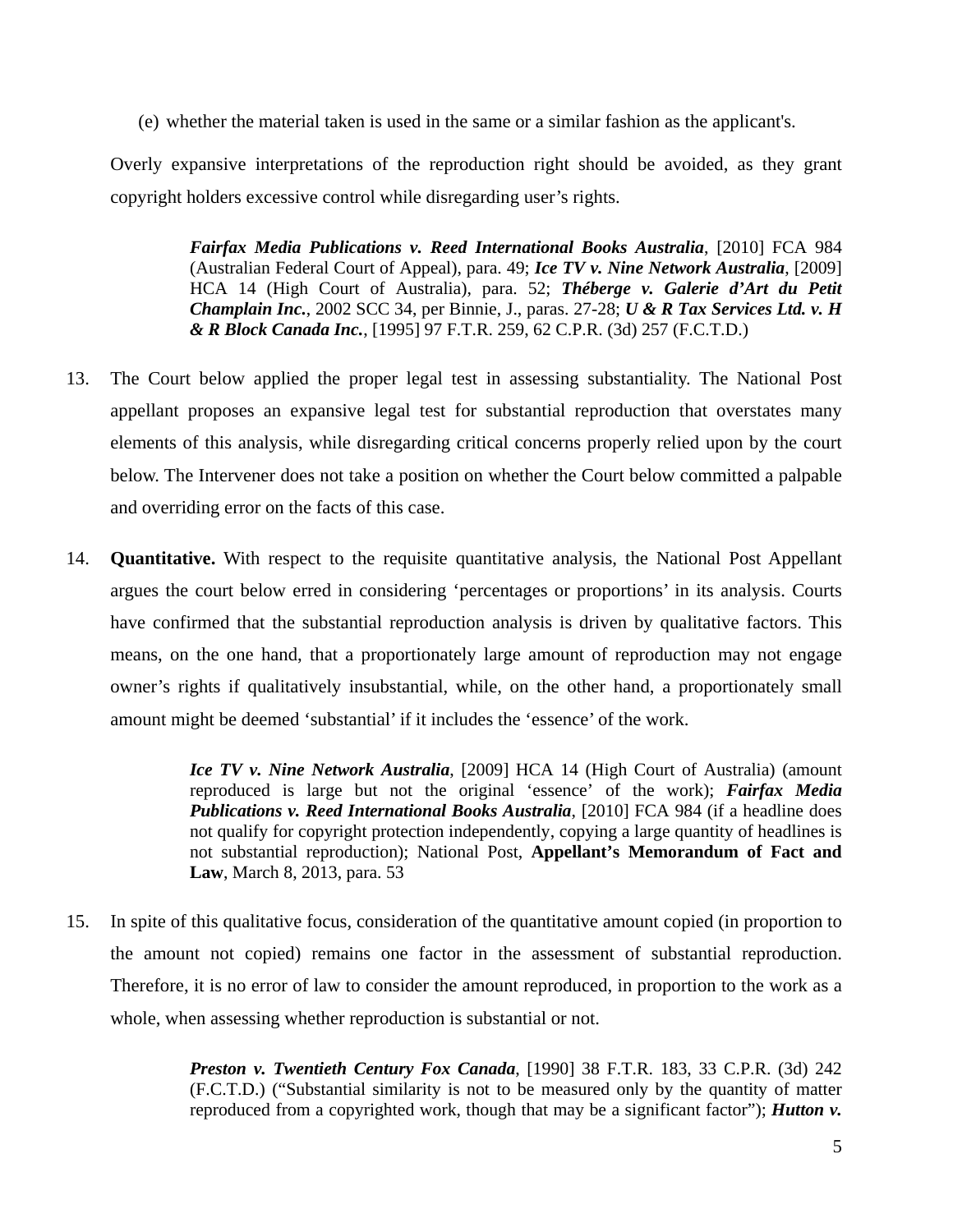(e) whether the material taken is used in the same or a similar fashion as the applicant's.

Overly expansive interpretations of the reproduction right should be avoided, as they grant copyright holders excessive control while disregarding user's rights.

> ***Fairfax Media Publications v. Reed International Books Australia***, [2010] FCA 984 (Australian Federal Court of Appeal), para. 49; ***Ice TV v. Nine Network Australia***, [2009] HCA 14 (High Court of Australia), para. 52; ***Théberge v. Galerie d'Art du Petit Champlain Inc.***, 2002 SCC 34, per Binnie, J., paras. 27-28; ***U & R Tax Services Ltd. v. H & R Block Canada Inc.***, [1995] 97 F.T.R. 259, 62 C.P.R. (3d) 257 (F.C.T.D.)

13. The Court below applied the proper legal test in assessing substantiality. The National Post appellant proposes an expansive legal test for substantial reproduction that overstates many elements of this analysis, while disregarding critical concerns properly relied upon by the court below. The Intervener does not take a position on whether the Court below committed a palpable and overriding error on the facts of this case.

14. **Quantitative.** With respect to the requisite quantitative analysis, the National Post Appellant argues the court below erred in considering 'percentages or proportions' in its analysis. Courts have confirmed that the substantial reproduction analysis is driven by qualitative factors. This means, on the one hand, that a proportionately large amount of reproduction may not engage owner's rights if qualitatively insubstantial, while, on the other hand, a proportionately small amount might be deemed 'substantial' if it includes the 'essence' of the work.

> ***Ice TV v. Nine Network Australia***, [2009] HCA 14 (High Court of Australia) (amount reproduced is large but not the original 'essence' of the work); ***Fairfax Media Publications v. Reed International Books Australia***, [2010] FCA 984 (if a headline does not qualify for copyright protection independently, copying a large quantity of headlines is not substantial reproduction); National Post, **Appellant's Memorandum of Fact and Law**, March 8, 2013, para. 53

15. In spite of this qualitative focus, consideration of the quantitative amount copied (in proportion to the amount not copied) remains one factor in the assessment of substantial reproduction. Therefore, it is no error of law to consider the amount reproduced, in proportion to the work as a whole, when assessing whether reproduction is substantial or not.

> ***Preston v. Twentieth Century Fox Canada***, [1990] 38 F.T.R. 183, 33 C.P.R. (3d) 242 (F.C.T.D.) ("Substantial similarity is not to be measured only by the quantity of matter reproduced from a copyrighted work, though that may be a significant factor"); ***Hutton v.***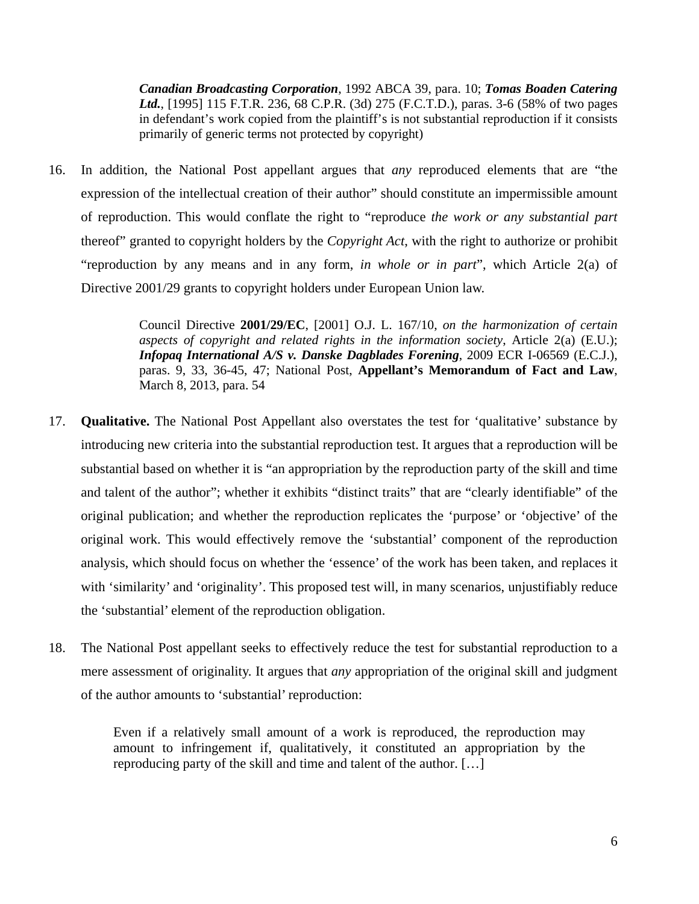***Canadian Broadcasting Corporation***, 1992 ABCA 39, para. 10; ***Tomas Boaden Catering Ltd.***, [1995] 115 F.T.R. 236, 68 C.P.R. (3d) 275 (F.C.T.D.), paras. 3-6 (58% of two pages in defendant's work copied from the plaintiff's is not substantial reproduction if it consists primarily of generic terms not protected by copyright)

16. In addition, the National Post appellant argues that *any* reproduced elements that are "the expression of the intellectual creation of their author" should constitute an impermissible amount of reproduction. This would conflate the right to "reproduce *the work or any substantial part* thereof" granted to copyright holders by the *Copyright Act*, with the right to authorize or prohibit "reproduction by any means and in any form, *in whole or in part*", which Article 2(a) of Directive 2001/29 grants to copyright holders under European Union law.

> Council Directive **2001/29/EC**, [2001] O.J. L. 167/10, *on the harmonization of certain aspects of copyright and related rights in the information society*, Article 2(a) (E.U.); ***Infopaq International A/S v. Danske Dagblades Forening***, 2009 ECR I-06569 (E.C.J.), paras. 9, 33, 36-45, 47; National Post, **Appellant's Memorandum of Fact and Law**, March 8, 2013, para. 54

17. **Qualitative.** The National Post Appellant also overstates the test for 'qualitative' substance by introducing new criteria into the substantial reproduction test. It argues that a reproduction will be substantial based on whether it is "an appropriation by the reproduction party of the skill and time and talent of the author"; whether it exhibits "distinct traits" that are "clearly identifiable" of the original publication; and whether the reproduction replicates the 'purpose' or 'objective' of the original work. This would effectively remove the 'substantial' component of the reproduction analysis, which should focus on whether the 'essence' of the work has been taken, and replaces it with 'similarity' and 'originality'. This proposed test will, in many scenarios, unjustifiably reduce the 'substantial' element of the reproduction obligation.

18. The National Post appellant seeks to effectively reduce the test for substantial reproduction to a mere assessment of originality. It argues that *any* appropriation of the original skill and judgment of the author amounts to 'substantial' reproduction:

> Even if a relatively small amount of a work is reproduced, the reproduction may amount to infringement if, qualitatively, it constituted an appropriation by the reproducing party of the skill and time and talent of the author. […]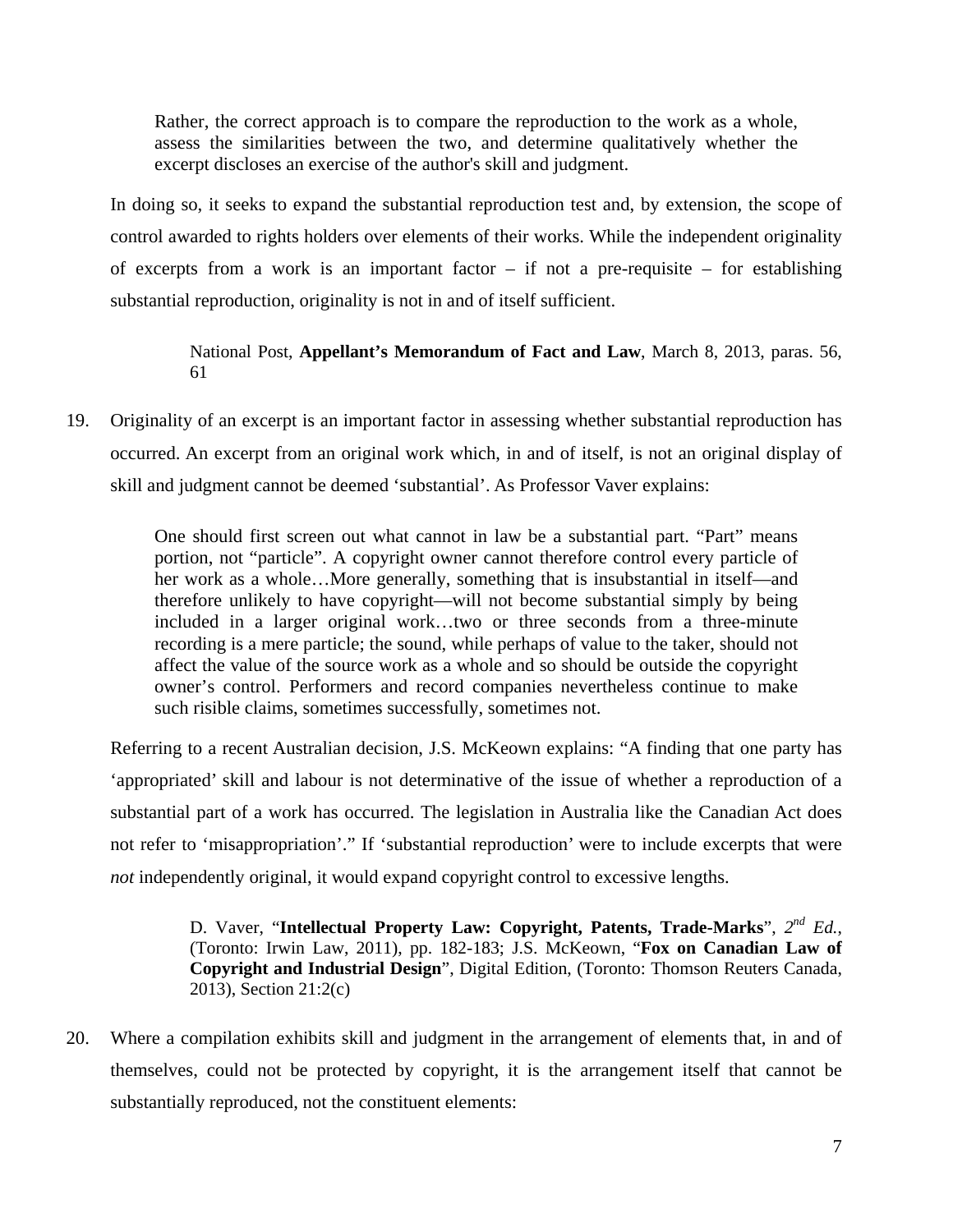> Rather, the correct approach is to compare the reproduction to the work as a whole, assess the similarities between the two, and determine qualitatively whether the excerpt discloses an exercise of the author's skill and judgment.

In doing so, it seeks to expand the substantial reproduction test and, by extension, the scope of control awarded to rights holders over elements of their works. While the independent originality of excerpts from a work is an important factor – if not a pre-requisite – for establishing substantial reproduction, originality is not in and of itself sufficient.

> National Post, **Appellant's Memorandum of Fact and Law**, March 8, 2013, paras. 56, 61

19. Originality of an excerpt is an important factor in assessing whether substantial reproduction has occurred. An excerpt from an original work which, in and of itself, is not an original display of skill and judgment cannot be deemed 'substantial'. As Professor Vaver explains:

> One should first screen out what cannot in law be a substantial part. "Part" means portion, not "particle". A copyright owner cannot therefore control every particle of her work as a whole…More generally, something that is insubstantial in itself—and therefore unlikely to have copyright—will not become substantial simply by being included in a larger original work…two or three seconds from a three-minute recording is a mere particle; the sound, while perhaps of value to the taker, should not affect the value of the source work as a whole and so should be outside the copyright owner's control. Performers and record companies nevertheless continue to make such risible claims, sometimes successfully, sometimes not.

Referring to a recent Australian decision, J.S. McKeown explains: "A finding that one party has 'appropriated' skill and labour is not determinative of the issue of whether a reproduction of a substantial part of a work has occurred. The legislation in Australia like the Canadian Act does not refer to 'misappropriation'." If 'substantial reproduction' were to include excerpts that were *not* independently original, it would expand copyright control to excessive lengths.

> D. Vaver, "**Intellectual Property Law: Copyright, Patents, Trade-Marks**", *2nd Ed.*, (Toronto: Irwin Law, 2011), pp. 182-183; J.S. McKeown, "**Fox on Canadian Law of Copyright and Industrial Design**", Digital Edition, (Toronto: Thomson Reuters Canada, 2013), Section 21:2(c)

20. Where a compilation exhibits skill and judgment in the arrangement of elements that, in and of themselves, could not be protected by copyright, it is the arrangement itself that cannot be substantially reproduced, not the constituent elements: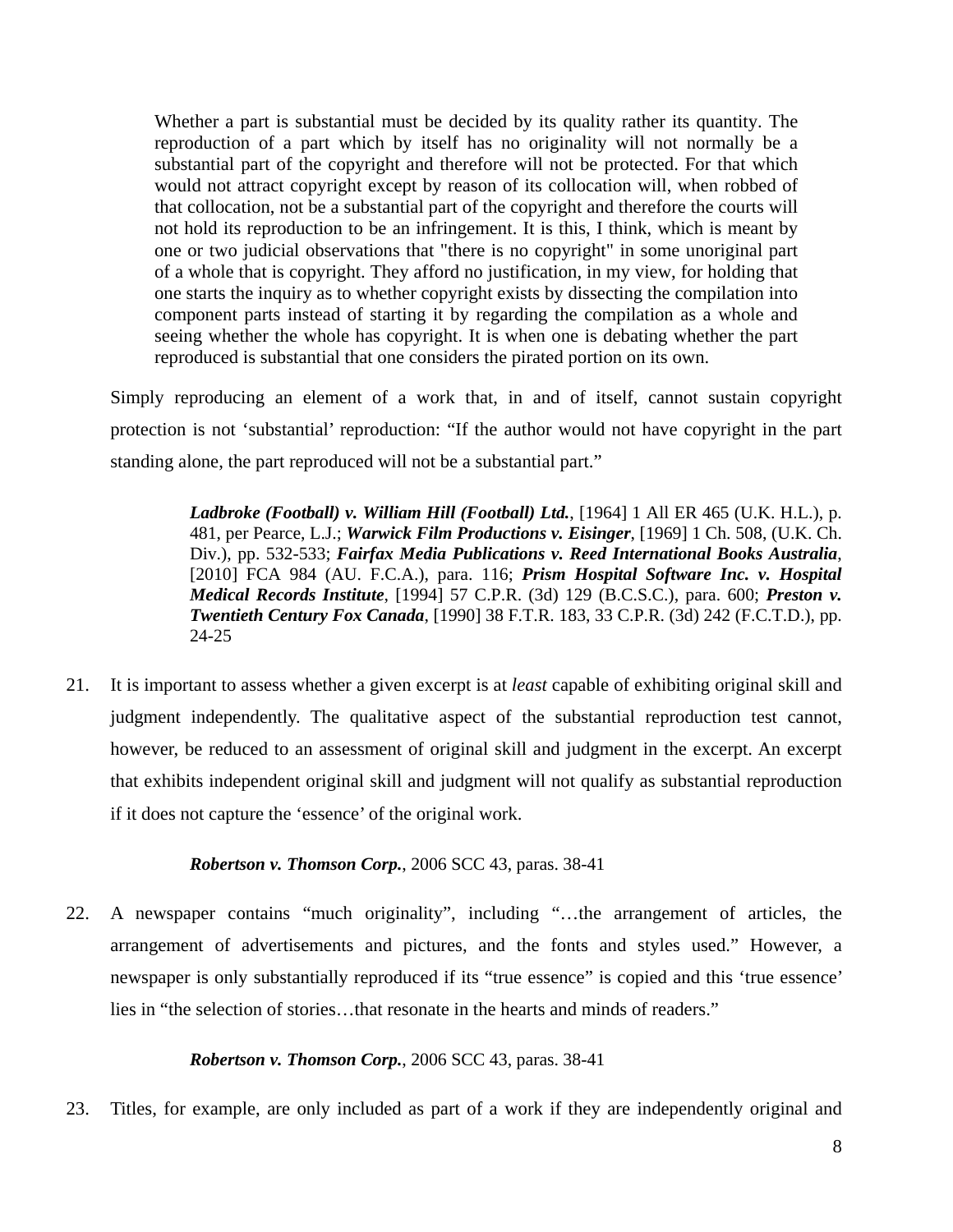> Whether a part is substantial must be decided by its quality rather its quantity. The reproduction of a part which by itself has no originality will not normally be a substantial part of the copyright and therefore will not be protected. For that which would not attract copyright except by reason of its collocation will, when robbed of that collocation, not be a substantial part of the copyright and therefore the courts will not hold its reproduction to be an infringement. It is this, I think, which is meant by one or two judicial observations that "there is no copyright" in some unoriginal part of a whole that is copyright. They afford no justification, in my view, for holding that one starts the inquiry as to whether copyright exists by dissecting the compilation into component parts instead of starting it by regarding the compilation as a whole and seeing whether the whole has copyright. It is when one is debating whether the part reproduced is substantial that one considers the pirated portion on its own.

Simply reproducing an element of a work that, in and of itself, cannot sustain copyright protection is not 'substantial' reproduction: "If the author would not have copyright in the part standing alone, the part reproduced will not be a substantial part."

> ***Ladbroke (Football) v. William Hill (Football) Ltd.***, [1964] 1 All ER 465 (U.K. H.L.), p. 481, per Pearce, L.J.; ***Warwick Film Productions v. Eisinger***, [1969] 1 Ch. 508, (U.K. Ch. Div.), pp. 532-533; ***Fairfax Media Publications v. Reed International Books Australia***, [2010] FCA 984 (AU. F.C.A.), para. 116; ***Prism Hospital Software Inc. v. Hospital Medical Records Institute***, [1994] 57 C.P.R. (3d) 129 (B.C.S.C.), para. 600; ***Preston v. Twentieth Century Fox Canada***, [1990] 38 F.T.R. 183, 33 C.P.R. (3d) 242 (F.C.T.D.), pp. 24-25

21. It is important to assess whether a given excerpt is at *least* capable of exhibiting original skill and judgment independently. The qualitative aspect of the substantial reproduction test cannot, however, be reduced to an assessment of original skill and judgment in the excerpt. An excerpt that exhibits independent original skill and judgment will not qualify as substantial reproduction if it does not capture the 'essence' of the original work.

> ***Robertson v. Thomson Corp.***, 2006 SCC 43, paras. 38-41

22. A newspaper contains "much originality", including "…the arrangement of articles, the arrangement of advertisements and pictures, and the fonts and styles used." However, a newspaper is only substantially reproduced if its "true essence" is copied and this 'true essence' lies in "the selection of stories…that resonate in the hearts and minds of readers."

> ***Robertson v. Thomson Corp.***, 2006 SCC 43, paras. 38-41

23. Titles, for example, are only included as part of a work if they are independently original and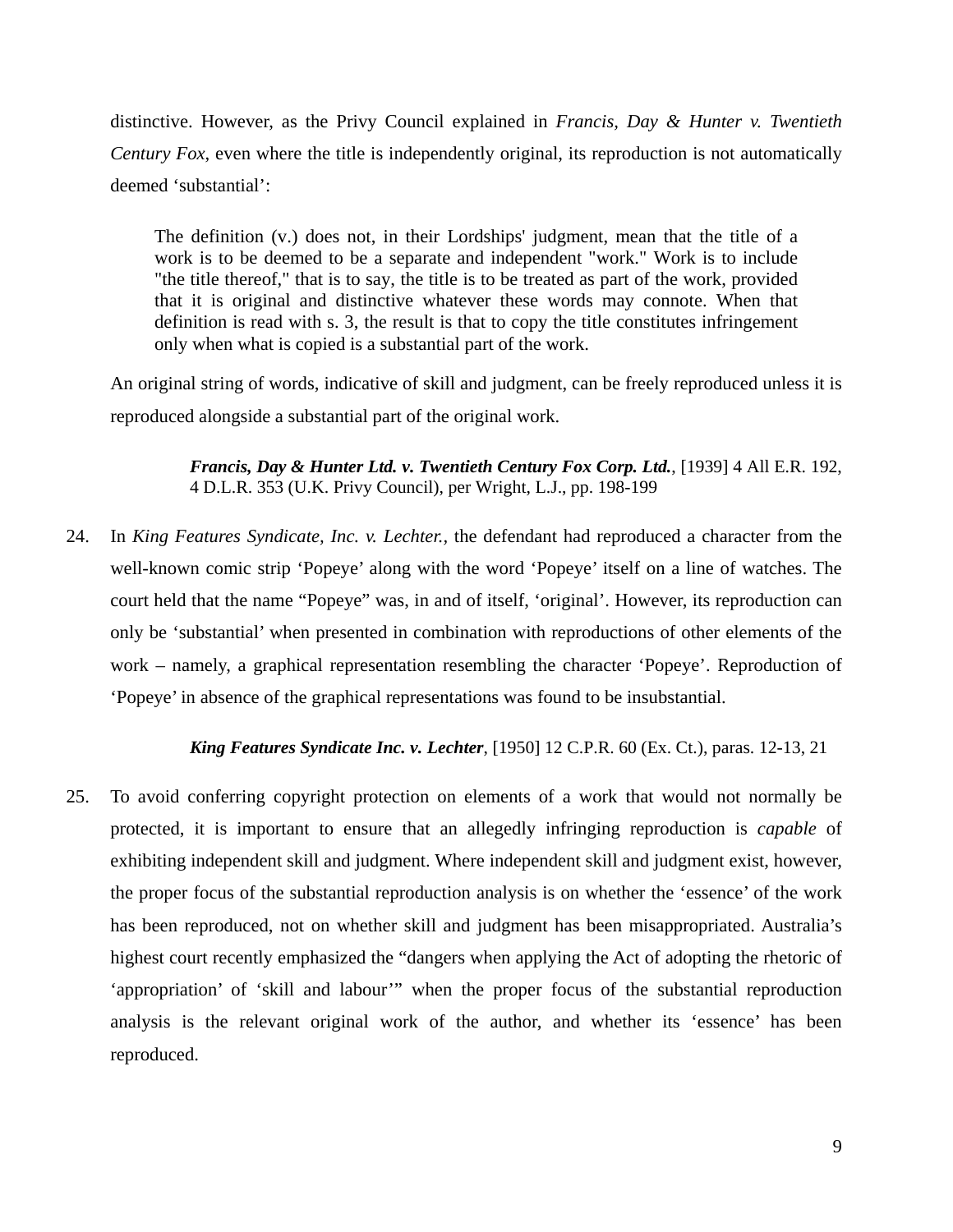distinctive. However, as the Privy Council explained in *Francis, Day & Hunter v. Twentieth Century Fox*, even where the title is independently original, its reproduction is not automatically deemed ‘substantial’:

> The definition (v.) does not, in their Lordships' judgment, mean that the title of a work is to be deemed to be a separate and independent "work." Work is to include "the title thereof," that is to say, the title is to be treated as part of the work, provided that it is original and distinctive whatever these words may connote. When that definition is read with s. 3, the result is that to copy the title constitutes infringement only when what is copied is a substantial part of the work.

An original string of words, indicative of skill and judgment, can be freely reproduced unless it is reproduced alongside a substantial part of the original work.

> ***Francis, Day & Hunter Ltd. v. Twentieth Century Fox Corp. Ltd.***, [1939] 4 All E.R. 192, 4 D.L.R. 353 (U.K. Privy Council), per Wright, L.J., pp. 198-199

24. In *King Features Syndicate, Inc. v. Lechter.,* the defendant had reproduced a character from the well-known comic strip ‘Popeye’ along with the word ‘Popeye’ itself on a line of watches. The court held that the name “Popeye” was, in and of itself, ‘original’. However, its reproduction can only be ‘substantial’ when presented in combination with reproductions of other elements of the work – namely, a graphical representation resembling the character ‘Popeye’. Reproduction of ‘Popeye’ in absence of the graphical representations was found to be insubstantial.

> ***King Features Syndicate Inc. v. Lechter***, [1950] 12 C.P.R. 60 (Ex. Ct.), paras. 12-13, 21

25. To avoid conferring copyright protection on elements of a work that would not normally be protected, it is important to ensure that an allegedly infringing reproduction is *capable* of exhibiting independent skill and judgment. Where independent skill and judgment exist, however, the proper focus of the substantial reproduction analysis is on whether the ‘essence’ of the work has been reproduced, not on whether skill and judgment has been misappropriated. Australia’s highest court recently emphasized the “dangers when applying the Act of adopting the rhetoric of ‘appropriation’ of ‘skill and labour’” when the proper focus of the substantial reproduction analysis is the relevant original work of the author, and whether its ‘essence’ has been reproduced.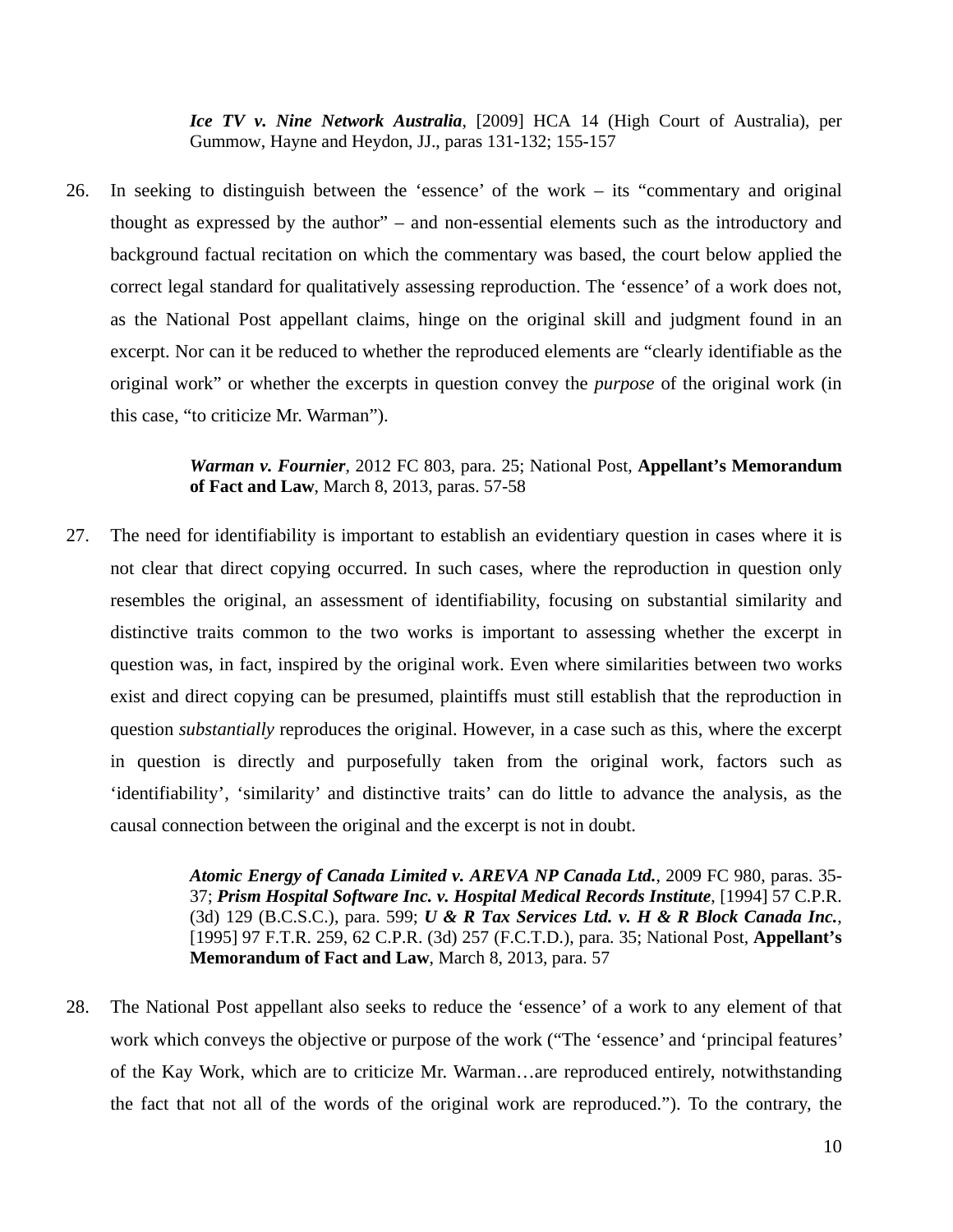> ***Ice TV v. Nine Network Australia***, [2009] HCA 14 (High Court of Australia), per Gummow, Hayne and Heydon, JJ., paras 131-132; 155-157

26. In seeking to distinguish between the 'essence' of the work – its "commentary and original thought as expressed by the author" – and non-essential elements such as the introductory and background factual recitation on which the commentary was based, the court below applied the correct legal standard for qualitatively assessing reproduction. The 'essence' of a work does not, as the National Post appellant claims, hinge on the original skill and judgment found in an excerpt. Nor can it be reduced to whether the reproduced elements are "clearly identifiable as the original work" or whether the excerpts in question convey the *purpose* of the original work (in this case, "to criticize Mr. Warman").

> ***Warman v. Fournier***, 2012 FC 803, para. 25; National Post, **Appellant's Memorandum of Fact and Law**, March 8, 2013, paras. 57-58

27. The need for identifiability is important to establish an evidentiary question in cases where it is not clear that direct copying occurred. In such cases, where the reproduction in question only resembles the original, an assessment of identifiability, focusing on substantial similarity and distinctive traits common to the two works is important to assessing whether the excerpt in question was, in fact, inspired by the original work. Even where similarities between two works exist and direct copying can be presumed, plaintiffs must still establish that the reproduction in question *substantially* reproduces the original. However, in a case such as this, where the excerpt in question is directly and purposefully taken from the original work, factors such as 'identifiability', 'similarity' and distinctive traits' can do little to advance the analysis, as the causal connection between the original and the excerpt is not in doubt.

> ***Atomic Energy of Canada Limited v. AREVA NP Canada Ltd.***, 2009 FC 980, paras. 35-37; ***Prism Hospital Software Inc. v. Hospital Medical Records Institute***, [1994] 57 C.P.R. (3d) 129 (B.C.S.C.), para. 599; ***U & R Tax Services Ltd. v. H & R Block Canada Inc.***, [1995] 97 F.T.R. 259, 62 C.P.R. (3d) 257 (F.C.T.D.), para. 35; National Post, **Appellant's Memorandum of Fact and Law**, March 8, 2013, para. 57

28. The National Post appellant also seeks to reduce the 'essence' of a work to any element of that work which conveys the objective or purpose of the work ("The 'essence' and 'principal features' of the Kay Work, which are to criticize Mr. Warman…are reproduced entirely, notwithstanding the fact that not all of the words of the original work are reproduced."). To the contrary, the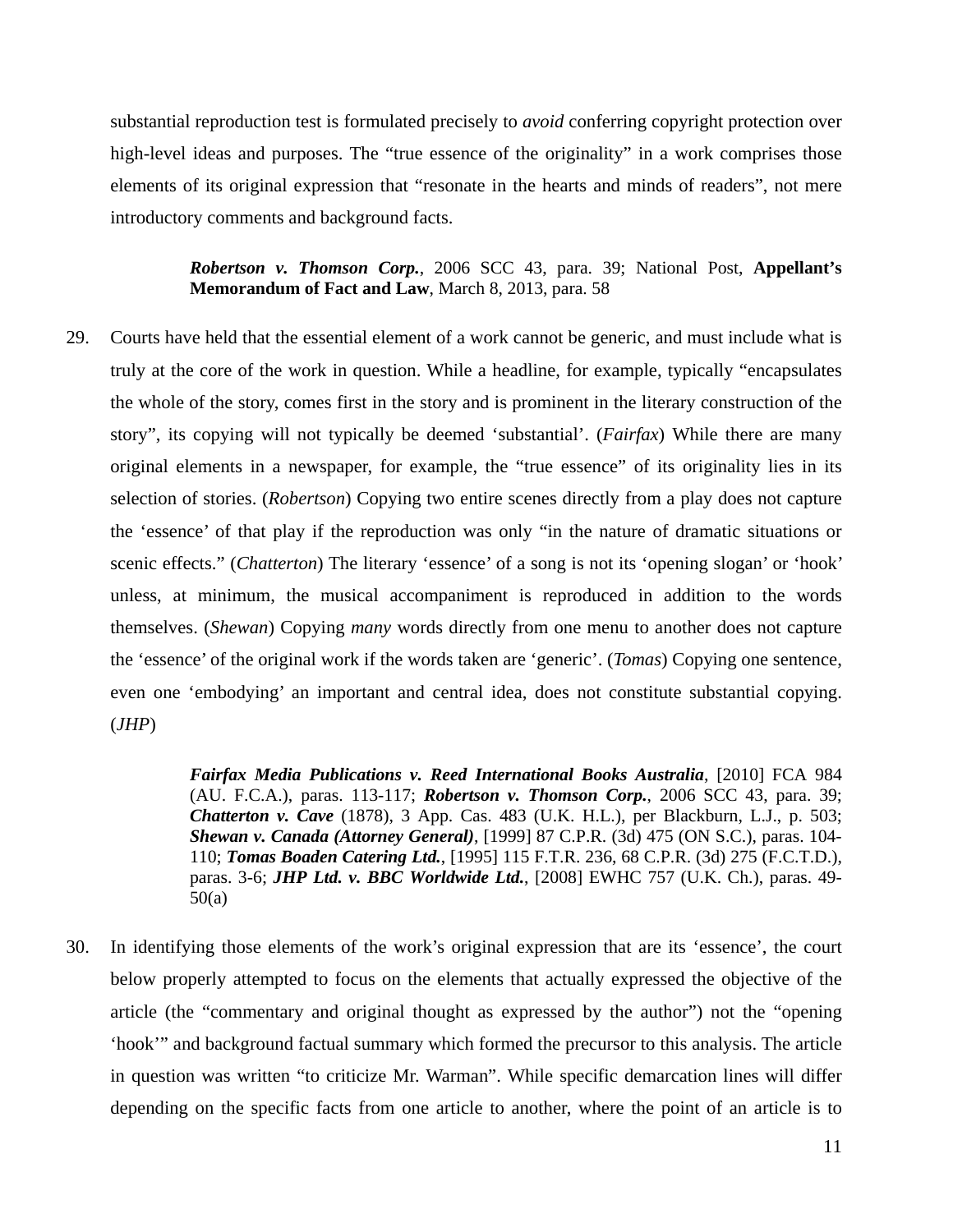substantial reproduction test is formulated precisely to *avoid* conferring copyright protection over high-level ideas and purposes. The "true essence of the originality" in a work comprises those elements of its original expression that "resonate in the hearts and minds of readers", not mere introductory comments and background facts.

> ***Robertson v. Thomson Corp.***, 2006 SCC 43, para. 39; National Post, **Appellant's Memorandum of Fact and Law**, March 8, 2013, para. 58

29. Courts have held that the essential element of a work cannot be generic, and must include what is truly at the core of the work in question. While a headline, for example, typically "encapsulates the whole of the story, comes first in the story and is prominent in the literary construction of the story", its copying will not typically be deemed 'substantial'. (*Fairfax*) While there are many original elements in a newspaper, for example, the "true essence" of its originality lies in its selection of stories. (*Robertson*) Copying two entire scenes directly from a play does not capture the 'essence' of that play if the reproduction was only "in the nature of dramatic situations or scenic effects." (*Chatterton*) The literary 'essence' of a song is not its 'opening slogan' or 'hook' unless, at minimum, the musical accompaniment is reproduced in addition to the words themselves. (*Shewan*) Copying *many* words directly from one menu to another does not capture the 'essence' of the original work if the words taken are 'generic'. (*Tomas*) Copying one sentence, even one 'embodying' an important and central idea, does not constitute substantial copying. (*JHP*)

> ***Fairfax Media Publications v. Reed International Books Australia***, [2010] FCA 984 (AU. F.C.A.), paras. 113-117; ***Robertson v. Thomson Corp.***, 2006 SCC 43, para. 39; ***Chatterton v. Cave*** (1878), 3 App. Cas. 483 (U.K. H.L.), per Blackburn, L.J., p. 503; ***Shewan v. Canada (Attorney General)***, [1999] 87 C.P.R. (3d) 475 (ON S.C.), paras. 104-110; ***Tomas Boaden Catering Ltd.***, [1995] 115 F.T.R. 236, 68 C.P.R. (3d) 275 (F.C.T.D.), paras. 3-6; ***JHP Ltd. v. BBC Worldwide Ltd.***, [2008] EWHC 757 (U.K. Ch.), paras. 49-50(a)

30. In identifying those elements of the work's original expression that are its 'essence', the court below properly attempted to focus on the elements that actually expressed the objective of the article (the "commentary and original thought as expressed by the author") not the "opening 'hook'" and background factual summary which formed the precursor to this analysis. The article in question was written "to criticize Mr. Warman". While specific demarcation lines will differ depending on the specific facts from one article to another, where the point of an article is to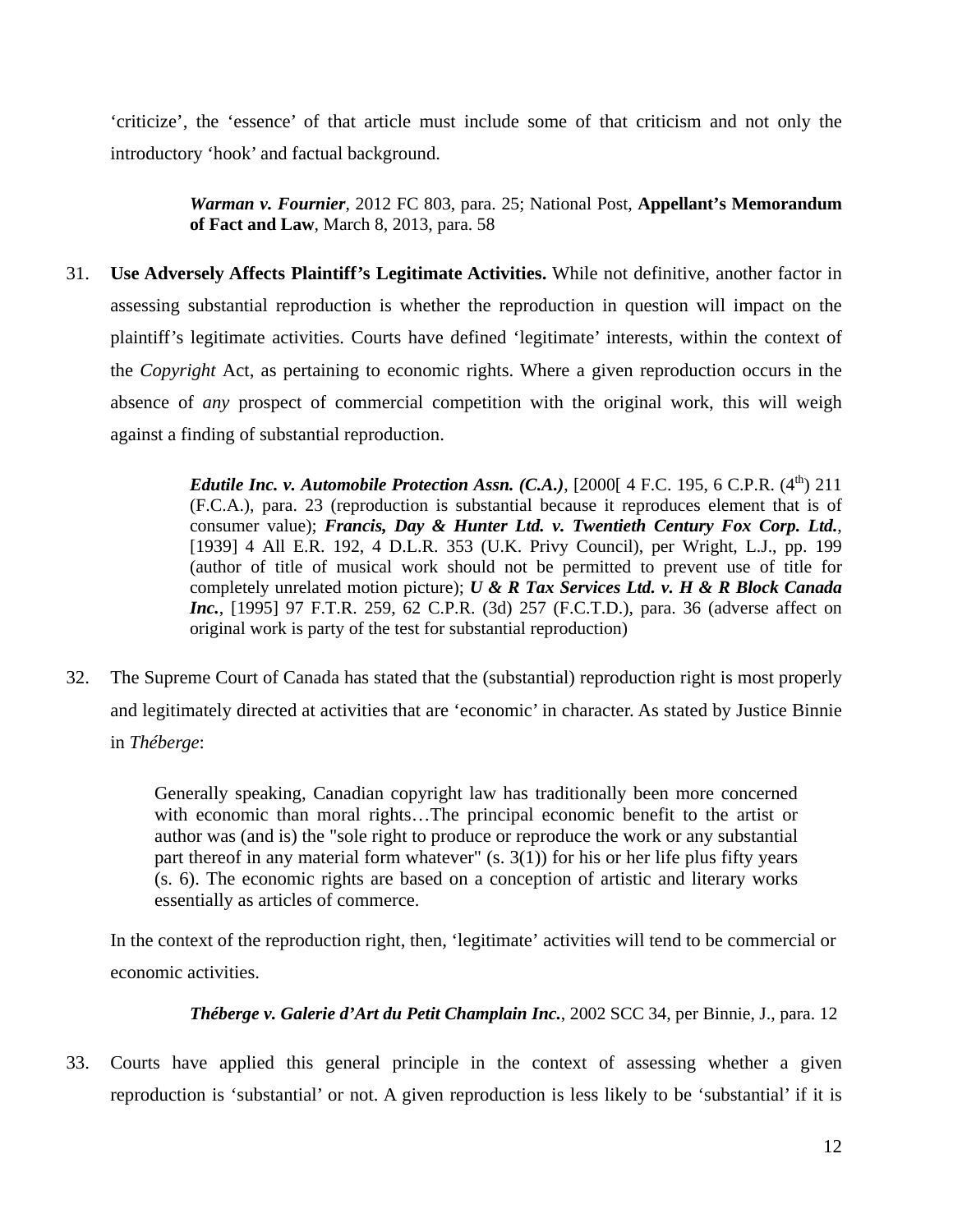'criticize', the 'essence' of that article must include some of that criticism and not only the introductory 'hook' and factual background.

> ***Warman v. Fournier***, 2012 FC 803, para. 25; National Post, **Appellant's Memorandum of Fact and Law**, March 8, 2013, para. 58

31. **Use Adversely Affects Plaintiff's Legitimate Activities.** While not definitive, another factor in assessing substantial reproduction is whether the reproduction in question will impact on the plaintiff's legitimate activities. Courts have defined 'legitimate' interests, within the context of the *Copyright* Act, as pertaining to economic rights. Where a given reproduction occurs in the absence of *any* prospect of commercial competition with the original work, this will weigh against a finding of substantial reproduction.

> ***Edutile Inc. v. Automobile Protection Assn. (C.A.)***, [2000[ 4 F.C. 195, 6 C.P.R. (4th) 211 (F.C.A.), para. 23 (reproduction is substantial because it reproduces element that is of consumer value); ***Francis, Day & Hunter Ltd. v. Twentieth Century Fox Corp. Ltd.***, [1939] 4 All E.R. 192, 4 D.L.R. 353 (U.K. Privy Council), per Wright, L.J., pp. 199 (author of title of musical work should not be permitted to prevent use of title for completely unrelated motion picture); ***U & R Tax Services Ltd. v. H & R Block Canada Inc.***, [1995] 97 F.T.R. 259, 62 C.P.R. (3d) 257 (F.C.T.D.), para. 36 (adverse affect on original work is party of the test for substantial reproduction)

32. The Supreme Court of Canada has stated that the (substantial) reproduction right is most properly and legitimately directed at activities that are 'economic' in character. As stated by Justice Binnie in *Théberge*:

> Generally speaking, Canadian copyright law has traditionally been more concerned with economic than moral rights…The principal economic benefit to the artist or author was (and is) the "sole right to produce or reproduce the work or any substantial part thereof in any material form whatever" (s. 3(1)) for his or her life plus fifty years (s. 6). The economic rights are based on a conception of artistic and literary works essentially as articles of commerce.

In the context of the reproduction right, then, 'legitimate' activities will tend to be commercial or economic activities.

> ***Théberge v. Galerie d'Art du Petit Champlain Inc.***, 2002 SCC 34, per Binnie, J., para. 12

33. Courts have applied this general principle in the context of assessing whether a given reproduction is 'substantial' or not. A given reproduction is less likely to be 'substantial' if it is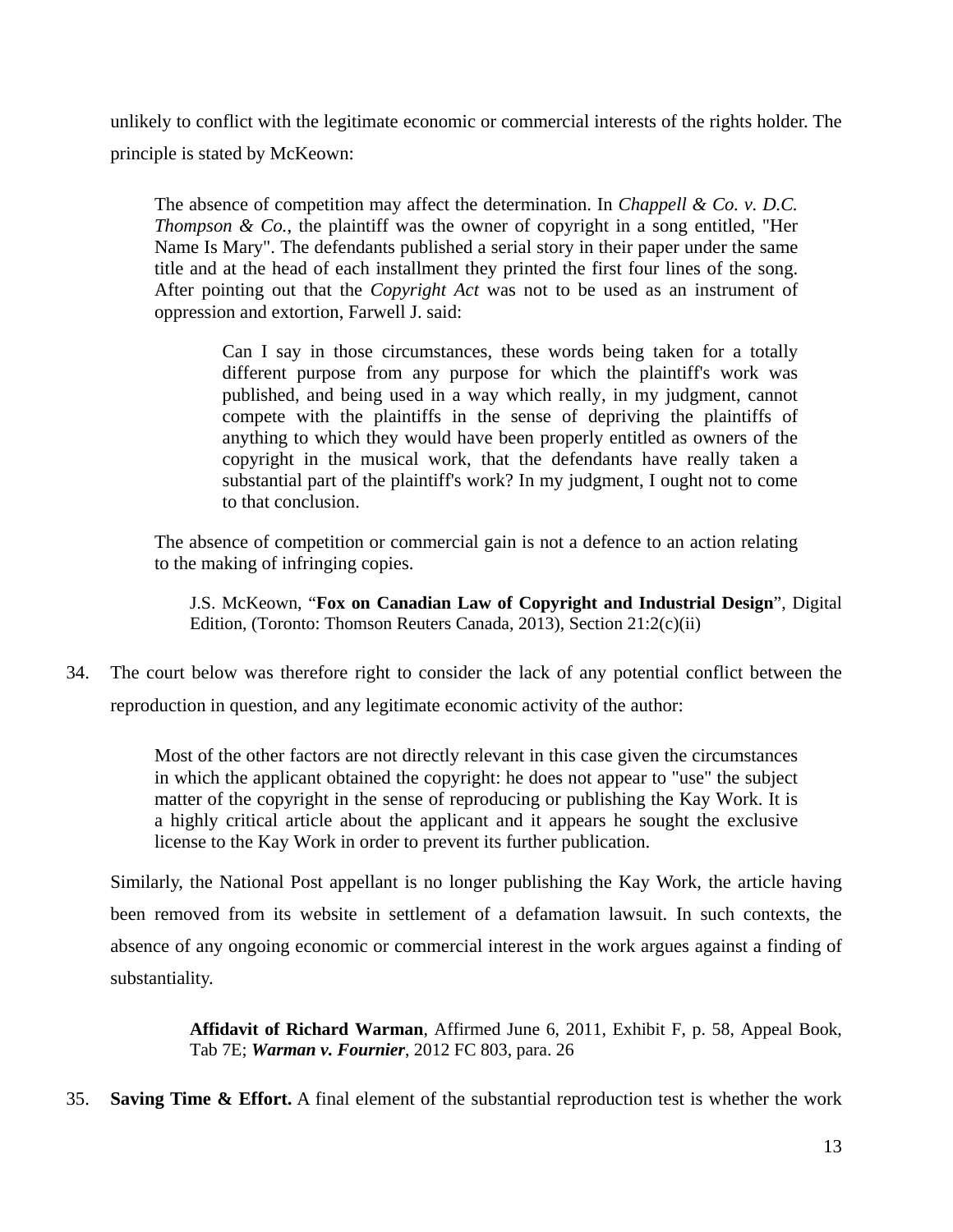unlikely to conflict with the legitimate economic or commercial interests of the rights holder. The principle is stated by McKeown:

> The absence of competition may affect the determination. In *Chappell & Co. v. D.C. Thompson & Co.*, the plaintiff was the owner of copyright in a song entitled, "Her Name Is Mary". The defendants published a serial story in their paper under the same title and at the head of each installment they printed the first four lines of the song. After pointing out that the *Copyright Act* was not to be used as an instrument of oppression and extortion, Farwell J. said:
>
> > Can I say in those circumstances, these words being taken for a totally different purpose from any purpose for which the plaintiff's work was published, and being used in a way which really, in my judgment, cannot compete with the plaintiffs in the sense of depriving the plaintiffs of anything to which they would have been properly entitled as owners of the copyright in the musical work, that the defendants have really taken a substantial part of the plaintiff's work? In my judgment, I ought not to come to that conclusion.
>
> The absence of competition or commercial gain is not a defence to an action relating to the making of infringing copies.

J.S. McKeown, "**Fox on Canadian Law of Copyright and Industrial Design**", Digital Edition, (Toronto: Thomson Reuters Canada, 2013), Section 21:2(c)(ii)

34. The court below was therefore right to consider the lack of any potential conflict between the reproduction in question, and any legitimate economic activity of the author:

> Most of the other factors are not directly relevant in this case given the circumstances in which the applicant obtained the copyright: he does not appear to "use" the subject matter of the copyright in the sense of reproducing or publishing the Kay Work. It is a highly critical article about the applicant and it appears he sought the exclusive license to the Kay Work in order to prevent its further publication.

Similarly, the National Post appellant is no longer publishing the Kay Work, the article having been removed from its website in settlement of a defamation lawsuit. In such contexts, the absence of any ongoing economic or commercial interest in the work argues against a finding of substantiality.

**Affidavit of Richard Warman**, Affirmed June 6, 2011, Exhibit F, p. 58, Appeal Book, Tab 7E; ***Warman v. Fournier***, 2012 FC 803, para. 26

35. **Saving Time & Effort.** A final element of the substantial reproduction test is whether the work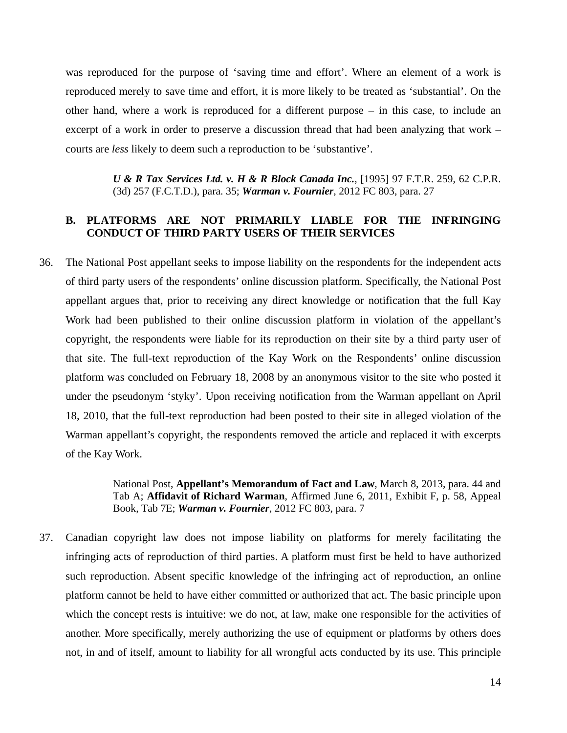was reproduced for the purpose of 'saving time and effort'. Where an element of a work is reproduced merely to save time and effort, it is more likely to be treated as 'substantial'. On the other hand, where a work is reproduced for a different purpose – in this case, to include an excerpt of a work in order to preserve a discussion thread that had been analyzing that work – courts are *less* likely to deem such a reproduction to be 'substantive'.

> ***U & R Tax Services Ltd. v. H & R Block Canada Inc.***, [1995] 97 F.T.R. 259, 62 C.P.R. (3d) 257 (F.C.T.D.), para. 35; ***Warman v. Fournier***, 2012 FC 803, para. 27

### B. PLATFORMS ARE NOT PRIMARILY LIABLE FOR THE INFRINGING CONDUCT OF THIRD PARTY USERS OF THEIR SERVICES

36. The National Post appellant seeks to impose liability on the respondents for the independent acts of third party users of the respondents' online discussion platform. Specifically, the National Post appellant argues that, prior to receiving any direct knowledge or notification that the full Kay Work had been published to their online discussion platform in violation of the appellant's copyright, the respondents were liable for its reproduction on their site by a third party user of that site. The full-text reproduction of the Kay Work on the Respondents' online discussion platform was concluded on February 18, 2008 by an anonymous visitor to the site who posted it under the pseudonym 'styky'. Upon receiving notification from the Warman appellant on April 18, 2010, that the full-text reproduction had been posted to their site in alleged violation of the Warman appellant's copyright, the respondents removed the article and replaced it with excerpts of the Kay Work.

> National Post, **Appellant's Memorandum of Fact and Law**, March 8, 2013, para. 44 and Tab A; **Affidavit of Richard Warman**, Affirmed June 6, 2011, Exhibit F, p. 58, Appeal Book, Tab 7E; ***Warman v. Fournier***, 2012 FC 803, para. 7

37. Canadian copyright law does not impose liability on platforms for merely facilitating the infringing acts of reproduction of third parties. A platform must first be held to have authorized such reproduction. Absent specific knowledge of the infringing act of reproduction, an online platform cannot be held to have either committed or authorized that act. The basic principle upon which the concept rests is intuitive: we do not, at law, make one responsible for the activities of another. More specifically, merely authorizing the use of equipment or platforms by others does not, in and of itself, amount to liability for all wrongful acts conducted by its use. This principle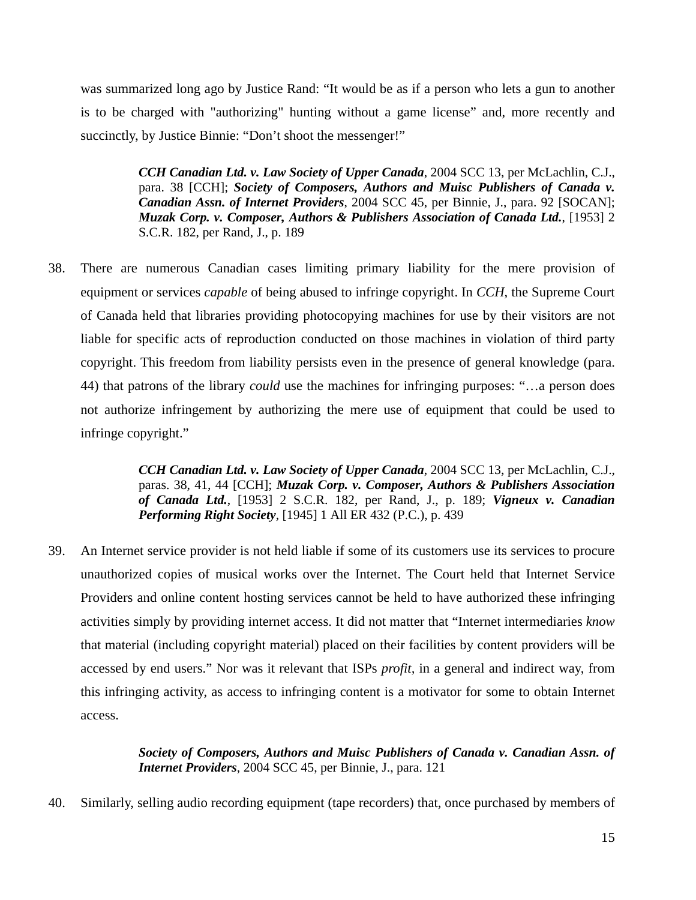was summarized long ago by Justice Rand: "It would be as if a person who lets a gun to another is to be charged with "authorizing" hunting without a game license" and, more recently and succinctly, by Justice Binnie: "Don't shoot the messenger!"

> ***CCH Canadian Ltd. v. Law Society of Upper Canada***, 2004 SCC 13, per McLachlin, C.J., para. 38 [CCH]; ***Society of Composers, Authors and Muisc Publishers of Canada v. Canadian Assn. of Internet Providers***, 2004 SCC 45, per Binnie, J., para. 92 [SOCAN]; ***Muzak Corp. v. Composer, Authors & Publishers Association of Canada Ltd.***, [1953] 2 S.C.R. 182, per Rand, J., p. 189

38. There are numerous Canadian cases limiting primary liability for the mere provision of equipment or services *capable* of being abused to infringe copyright. In *CCH*, the Supreme Court of Canada held that libraries providing photocopying machines for use by their visitors are not liable for specific acts of reproduction conducted on those machines in violation of third party copyright. This freedom from liability persists even in the presence of general knowledge (para. 44) that patrons of the library *could* use the machines for infringing purposes: "…a person does not authorize infringement by authorizing the mere use of equipment that could be used to infringe copyright."

> ***CCH Canadian Ltd. v. Law Society of Upper Canada***, 2004 SCC 13, per McLachlin, C.J., paras. 38, 41, 44 [CCH]; ***Muzak Corp. v. Composer, Authors & Publishers Association of Canada Ltd.***, [1953] 2 S.C.R. 182, per Rand, J., p. 189; ***Vigneux v. Canadian Performing Right Society***, [1945] 1 All ER 432 (P.C.), p. 439

39. An Internet service provider is not held liable if some of its customers use its services to procure unauthorized copies of musical works over the Internet. The Court held that Internet Service Providers and online content hosting services cannot be held to have authorized these infringing activities simply by providing internet access. It did not matter that "Internet intermediaries *know* that material (including copyright material) placed on their facilities by content providers will be accessed by end users." Nor was it relevant that ISPs *profit*, in a general and indirect way, from this infringing activity, as access to infringing content is a motivator for some to obtain Internet access.

> ***Society of Composers, Authors and Muisc Publishers of Canada v. Canadian Assn. of Internet Providers***, 2004 SCC 45, per Binnie, J., para. 121

40. Similarly, selling audio recording equipment (tape recorders) that, once purchased by members of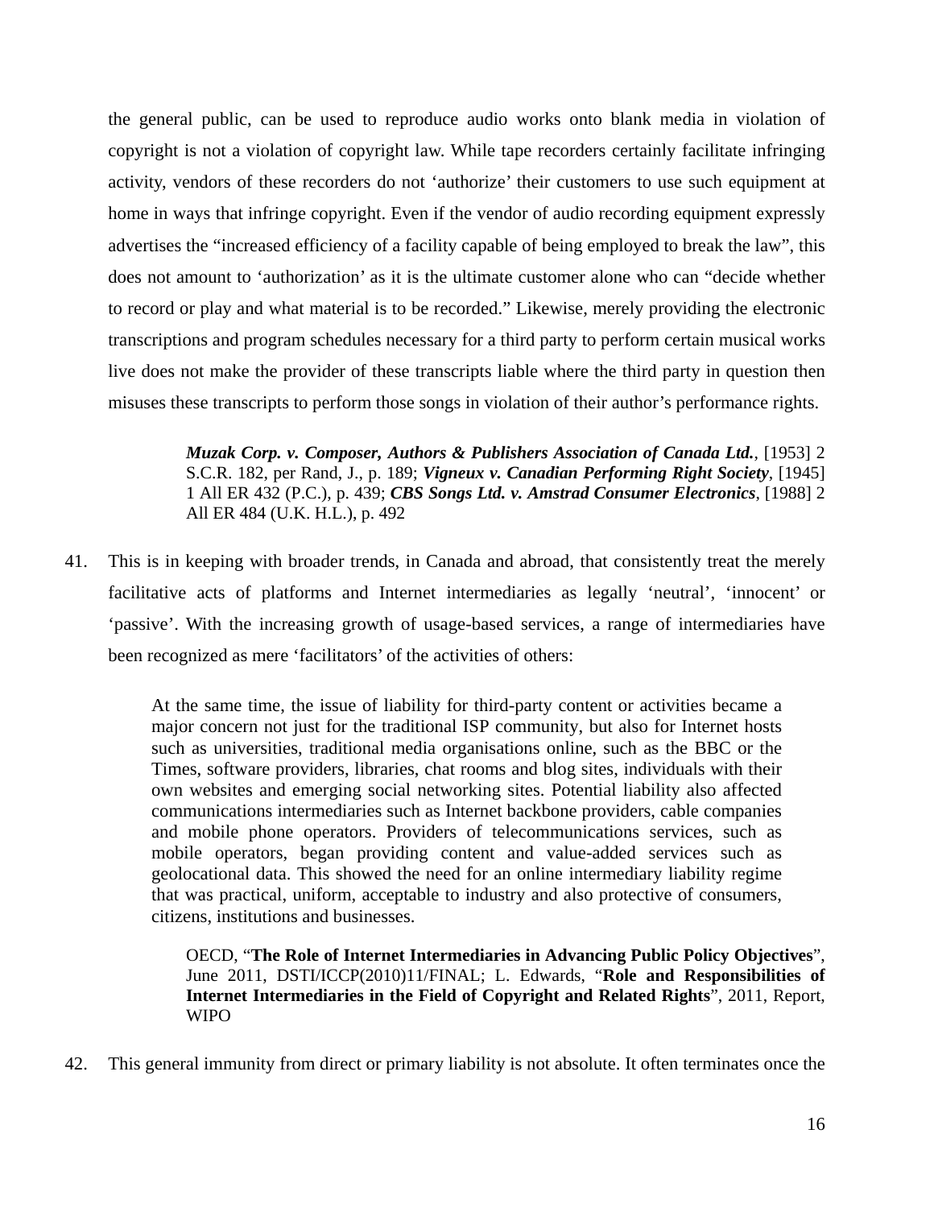the general public, can be used to reproduce audio works onto blank media in violation of copyright is not a violation of copyright law. While tape recorders certainly facilitate infringing activity, vendors of these recorders do not 'authorize' their customers to use such equipment at home in ways that infringe copyright. Even if the vendor of audio recording equipment expressly advertises the "increased efficiency of a facility capable of being employed to break the law", this does not amount to 'authorization' as it is the ultimate customer alone who can "decide whether to record or play and what material is to be recorded." Likewise, merely providing the electronic transcriptions and program schedules necessary for a third party to perform certain musical works live does not make the provider of these transcripts liable where the third party in question then misuses these transcripts to perform those songs in violation of their author's performance rights.

> ***Muzak Corp. v. Composer, Authors & Publishers Association of Canada Ltd.***, [1953] 2 S.C.R. 182, per Rand, J., p. 189; ***Vigneux v. Canadian Performing Right Society***, [1945] 1 All ER 432 (P.C.), p. 439; ***CBS Songs Ltd. v. Amstrad Consumer Electronics***, [1988] 2 All ER 484 (U.K. H.L.), p. 492

41. This is in keeping with broader trends, in Canada and abroad, that consistently treat the merely facilitative acts of platforms and Internet intermediaries as legally 'neutral', 'innocent' or 'passive'. With the increasing growth of usage-based services, a range of intermediaries have been recognized as mere 'facilitators' of the activities of others:

> At the same time, the issue of liability for third-party content or activities became a major concern not just for the traditional ISP community, but also for Internet hosts such as universities, traditional media organisations online, such as the BBC or the Times, software providers, libraries, chat rooms and blog sites, individuals with their own websites and emerging social networking sites. Potential liability also affected communications intermediaries such as Internet backbone providers, cable companies and mobile phone operators. Providers of telecommunications services, such as mobile operators, began providing content and value-added services such as geolocational data. This showed the need for an online intermediary liability regime that was practical, uniform, acceptable to industry and also protective of consumers, citizens, institutions and businesses.
>
> OECD, "**The Role of Internet Intermediaries in Advancing Public Policy Objectives**", June 2011, DSTI/ICCP(2010)11/FINAL; L. Edwards, "**Role and Responsibilities of Internet Intermediaries in the Field of Copyright and Related Rights**", 2011, Report, WIPO

42. This general immunity from direct or primary liability is not absolute. It often terminates once the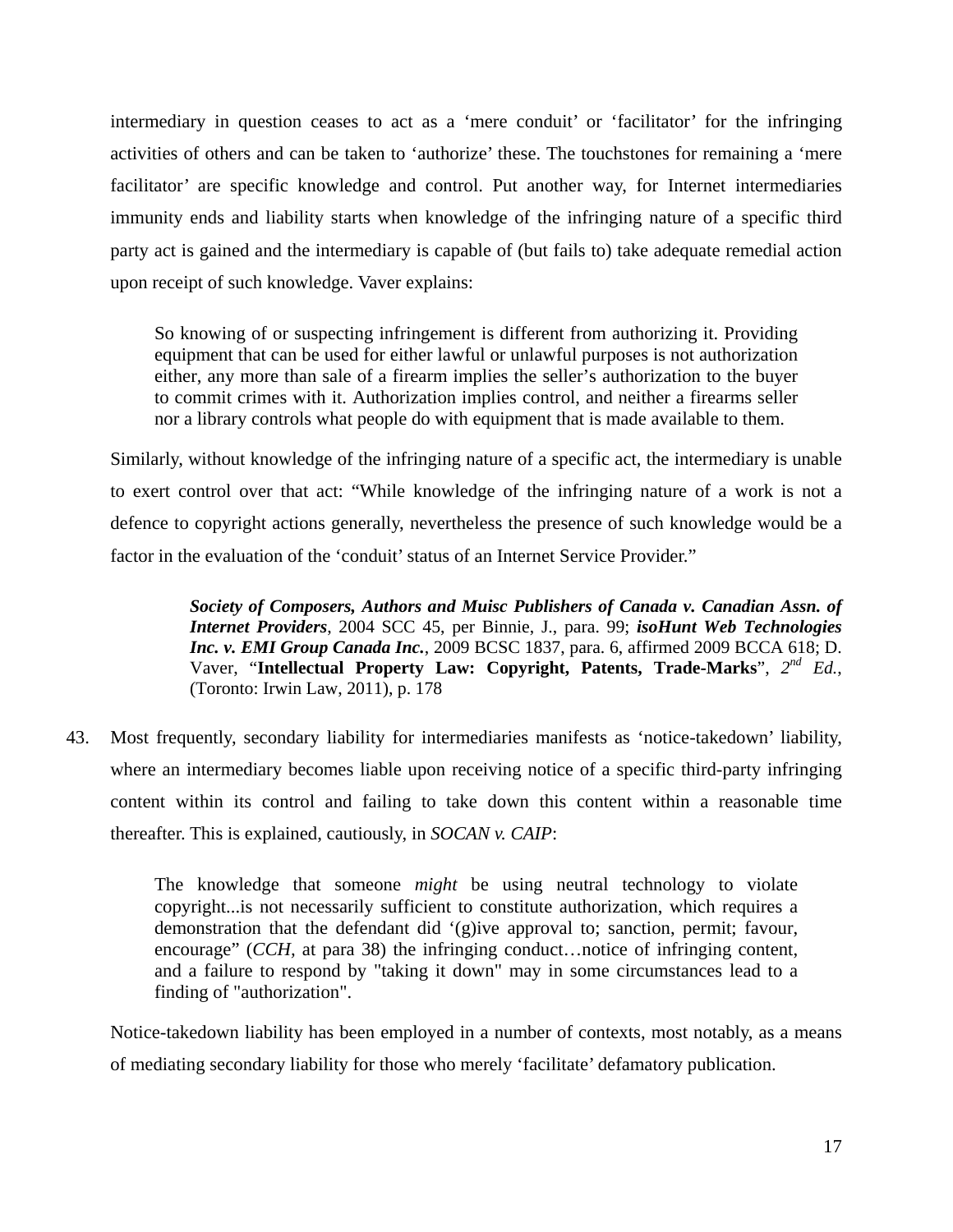intermediary in question ceases to act as a 'mere conduit' or 'facilitator' for the infringing activities of others and can be taken to 'authorize' these. The touchstones for remaining a 'mere facilitator' are specific knowledge and control. Put another way, for Internet intermediaries immunity ends and liability starts when knowledge of the infringing nature of a specific third party act is gained and the intermediary is capable of (but fails to) take adequate remedial action upon receipt of such knowledge. Vaver explains:

> So knowing of or suspecting infringement is different from authorizing it. Providing equipment that can be used for either lawful or unlawful purposes is not authorization either, any more than sale of a firearm implies the seller's authorization to the buyer to commit crimes with it. Authorization implies control, and neither a firearms seller nor a library controls what people do with equipment that is made available to them.

Similarly, without knowledge of the infringing nature of a specific act, the intermediary is unable to exert control over that act: "While knowledge of the infringing nature of a work is not a defence to copyright actions generally, nevertheless the presence of such knowledge would be a factor in the evaluation of the 'conduit' status of an Internet Service Provider."

> ***Society of Composers, Authors and Muisc Publishers of Canada v. Canadian Assn. of Internet Providers***, 2004 SCC 45, per Binnie, J., para. 99; ***isoHunt Web Technologies Inc. v. EMI Group Canada Inc.***, 2009 BCSC 1837, para. 6, affirmed 2009 BCCA 618; D. Vaver, "**Intellectual Property Law: Copyright, Patents, Trade-Marks**", *2nd Ed.*, (Toronto: Irwin Law, 2011), p. 178

43. Most frequently, secondary liability for intermediaries manifests as 'notice-takedown' liability, where an intermediary becomes liable upon receiving notice of a specific third-party infringing content within its control and failing to take down this content within a reasonable time thereafter. This is explained, cautiously, in *SOCAN v. CAIP*:

> The knowledge that someone *might* be using neutral technology to violate copyright...is not necessarily sufficient to constitute authorization, which requires a demonstration that the defendant did '(g)ive approval to; sanction, permit; favour, encourage" (*CCH*, at para 38) the infringing conduct…notice of infringing content, and a failure to respond by "taking it down" may in some circumstances lead to a finding of "authorization".

Notice-takedown liability has been employed in a number of contexts, most notably, as a means of mediating secondary liability for those who merely 'facilitate' defamatory publication.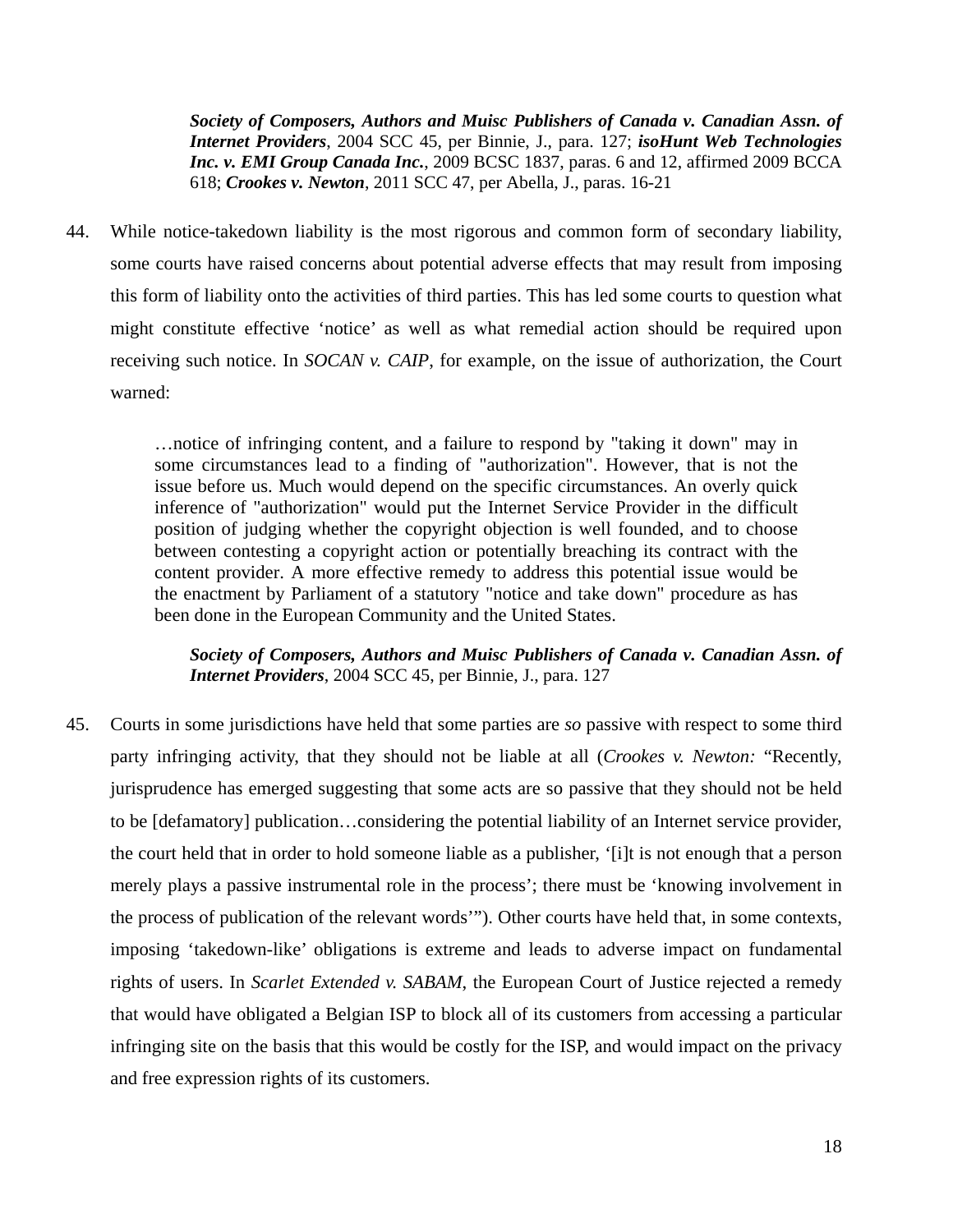> ***Society of Composers, Authors and Muisc Publishers of Canada v. Canadian Assn. of Internet Providers***, 2004 SCC 45, per Binnie, J., para. 127; ***isoHunt Web Technologies Inc. v. EMI Group Canada Inc.***, 2009 BCSC 1837, paras. 6 and 12, affirmed 2009 BCCA 618; ***Crookes v. Newton***, 2011 SCC 47, per Abella, J., paras. 16-21

44. While notice-takedown liability is the most rigorous and common form of secondary liability, some courts have raised concerns about potential adverse effects that may result from imposing this form of liability onto the activities of third parties. This has led some courts to question what might constitute effective 'notice' as well as what remedial action should be required upon receiving such notice. In *SOCAN v. CAIP*, for example, on the issue of authorization, the Court warned:

> …notice of infringing content, and a failure to respond by "taking it down" may in some circumstances lead to a finding of "authorization". However, that is not the issue before us. Much would depend on the specific circumstances. An overly quick inference of "authorization" would put the Internet Service Provider in the difficult position of judging whether the copyright objection is well founded, and to choose between contesting a copyright action or potentially breaching its contract with the content provider. A more effective remedy to address this potential issue would be the enactment by Parliament of a statutory "notice and take down" procedure as has been done in the European Community and the United States.
>
> ***Society of Composers, Authors and Muisc Publishers of Canada v. Canadian Assn. of Internet Providers***, 2004 SCC 45, per Binnie, J., para. 127

45. Courts in some jurisdictions have held that some parties are *so* passive with respect to some third party infringing activity, that they should not be liable at all (*Crookes v. Newton:* "Recently, jurisprudence has emerged suggesting that some acts are so passive that they should not be held to be [defamatory] publication…considering the potential liability of an Internet service provider, the court held that in order to hold someone liable as a publisher, '[i]t is not enough that a person merely plays a passive instrumental role in the process'; there must be 'knowing involvement in the process of publication of the relevant words'"). Other courts have held that, in some contexts, imposing 'takedown-like' obligations is extreme and leads to adverse impact on fundamental rights of users. In *Scarlet Extended v. SABAM*, the European Court of Justice rejected a remedy that would have obligated a Belgian ISP to block all of its customers from accessing a particular infringing site on the basis that this would be costly for the ISP, and would impact on the privacy and free expression rights of its customers.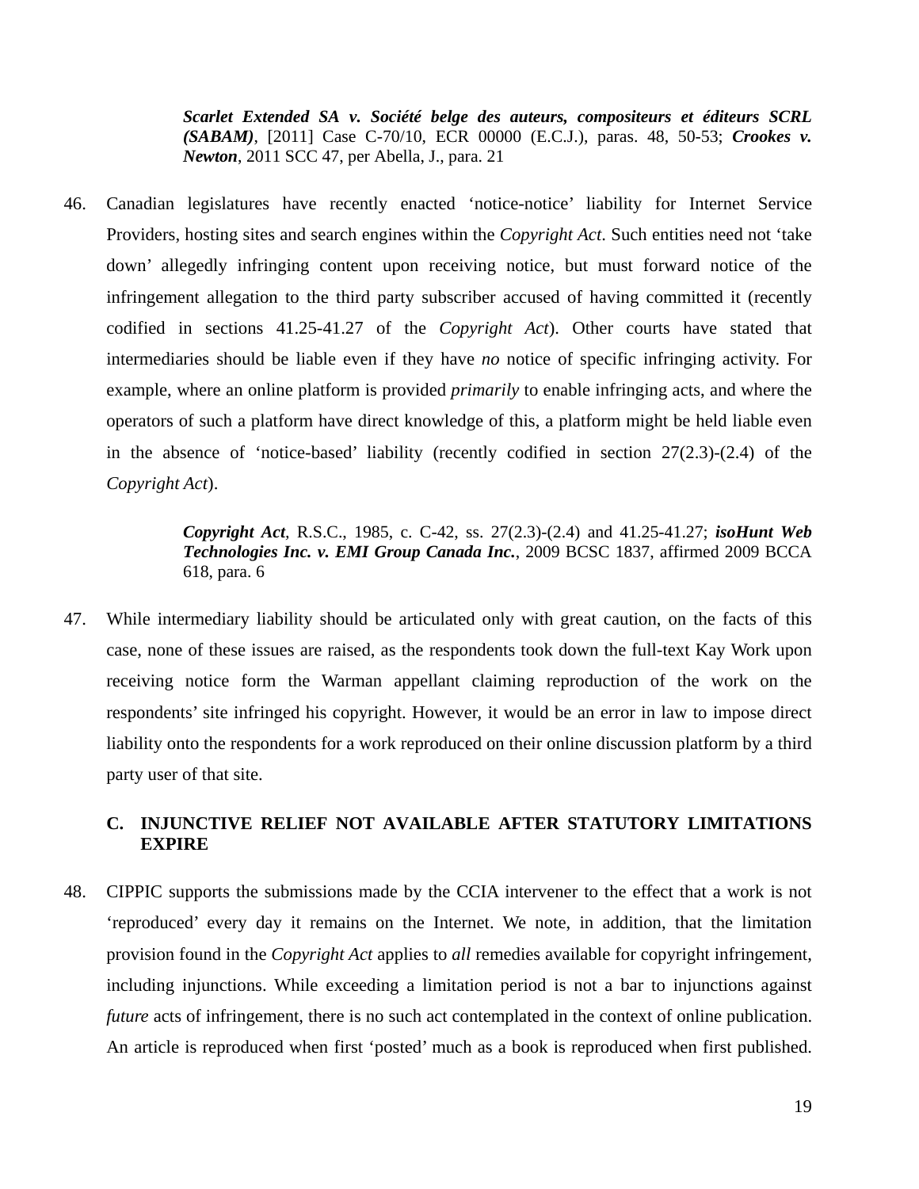***Scarlet Extended SA v. Société belge des auteurs, compositeurs et éditeurs SCRL (SABAM)***, [2011] Case C-70/10, ECR 00000 (E.C.J.), paras. 48, 50-53; ***Crookes v. Newton***, 2011 SCC 47, per Abella, J., para. 21

46. Canadian legislatures have recently enacted 'notice-notice' liability for Internet Service Providers, hosting sites and search engines within the *Copyright Act*. Such entities need not 'take down' allegedly infringing content upon receiving notice, but must forward notice of the infringement allegation to the third party subscriber accused of having committed it (recently codified in sections 41.25-41.27 of the *Copyright Act*). Other courts have stated that intermediaries should be liable even if they have *no* notice of specific infringing activity. For example, where an online platform is provided *primarily* to enable infringing acts, and where the operators of such a platform have direct knowledge of this, a platform might be held liable even in the absence of 'notice-based' liability (recently codified in section 27(2.3)-(2.4) of the *Copyright Act*).

***Copyright Act***, R.S.C., 1985, c. C-42, ss. 27(2.3)-(2.4) and 41.25-41.27; ***isoHunt Web Technologies Inc. v. EMI Group Canada Inc.***, 2009 BCSC 1837, affirmed 2009 BCCA 618, para. 6

47. While intermediary liability should be articulated only with great caution, on the facts of this case, none of these issues are raised, as the respondents took down the full-text Kay Work upon receiving notice form the Warman appellant claiming reproduction of the work on the respondents' site infringed his copyright. However, it would be an error in law to impose direct liability onto the respondents for a work reproduced on their online discussion platform by a third party user of that site.

### C. INJUNCTIVE RELIEF NOT AVAILABLE AFTER STATUTORY LIMITATIONS EXPIRE

48. CIPPIC supports the submissions made by the CCIA intervener to the effect that a work is not 'reproduced' every day it remains on the Internet. We note, in addition, that the limitation provision found in the *Copyright Act* applies to *all* remedies available for copyright infringement, including injunctions. While exceeding a limitation period is not a bar to injunctions against *future* acts of infringement, there is no such act contemplated in the context of online publication. An article is reproduced when first 'posted' much as a book is reproduced when first published.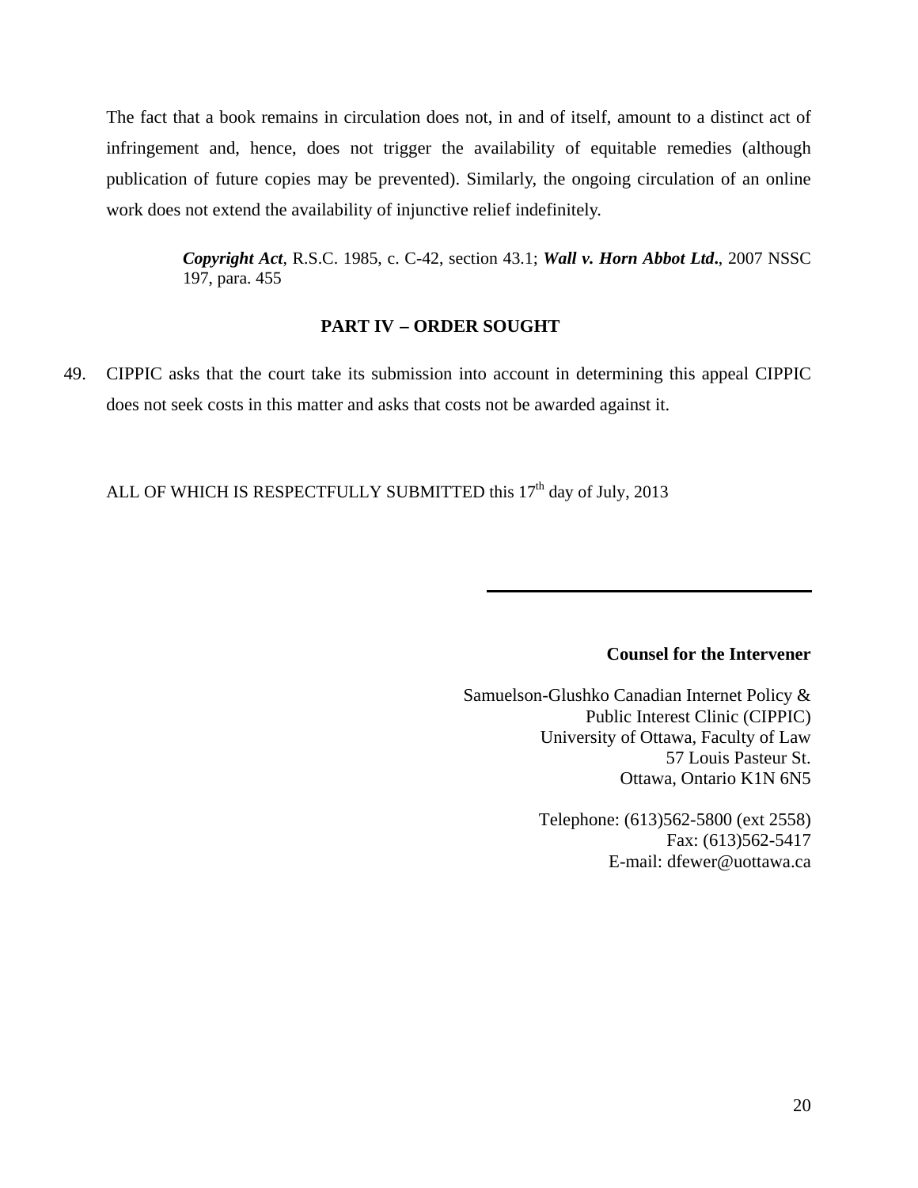The fact that a book remains in circulation does not, in and of itself, amount to a distinct act of infringement and, hence, does not trigger the availability of equitable remedies (although publication of future copies may be prevented). Similarly, the ongoing circulation of an online work does not extend the availability of injunctive relief indefinitely.

> ***Copyright Act***, R.S.C. 1985, c. C-42, section 43.1; ***Wall v. Horn Abbot Ltd.***, 2007 NSSC 197, para. 455

## PART IV – ORDER SOUGHT

49. CIPPIC asks that the court take its submission into account in determining this appeal CIPPIC does not seek costs in this matter and asks that costs not be awarded against it.

ALL OF WHICH IS RESPECTFULLY SUBMITTED this 17th day of July, 2013

______________________________

**Counsel for the Intervener**

Samuelson-Glushko Canadian Internet Policy &
Public Interest Clinic (CIPPIC)
University of Ottawa, Faculty of Law
57 Louis Pasteur St.
Ottawa, Ontario K1N 6N5

Telephone: (613)562-5800 (ext 2558)
Fax: (613)562-5417
E-mail: dfewer@uottawa.ca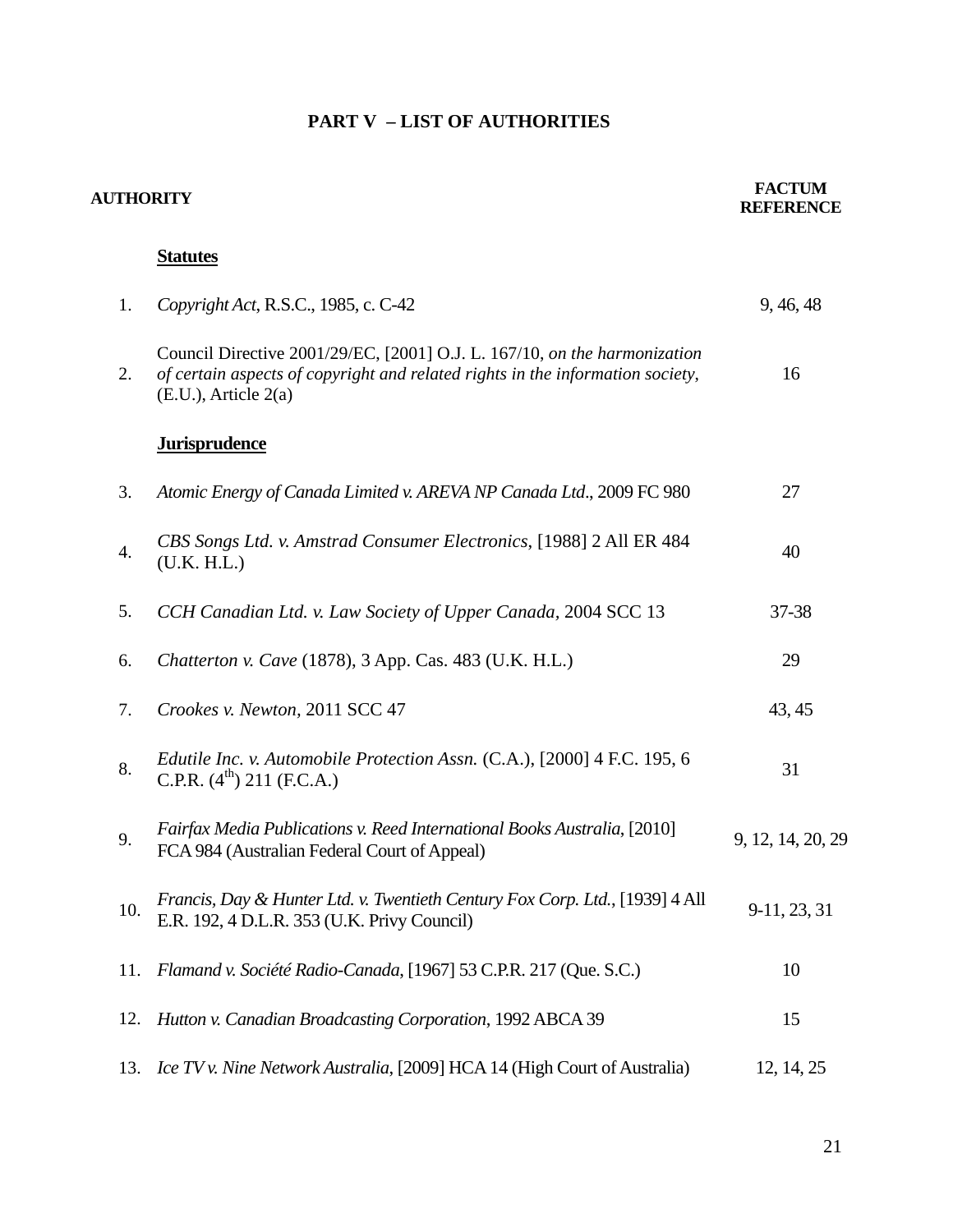# PART V – LIST OF AUTHORITIES

| | AUTHORITY | FACTUM REFERENCE |
|---|---|---|
| | **Statutes** | |
| 1. | *Copyright Act*, R.S.C., 1985, c. C-42 | 9, 46, 48 |
| 2. | Council Directive 2001/29/EC, [2001] O.J. L. 167/10, *on the harmonization of certain aspects of copyright and related rights in the information society*, (E.U.), Article 2(a) | 16 |
| | **Jurisprudence** | |
| 3. | *Atomic Energy of Canada Limited v. AREVA NP Canada Ltd*., 2009 FC 980 | 27 |
| 4. | *CBS Songs Ltd. v. Amstrad Consumer Electronics*, [1988] 2 All ER 484 (U.K. H.L.) | 40 |
| 5. | *CCH Canadian Ltd. v. Law Society of Upper Canada*, 2004 SCC 13 | 37-38 |
| 6. | *Chatterton v. Cave* (1878), 3 App. Cas. 483 (U.K. H.L.) | 29 |
| 7. | *Crookes v. Newton*, 2011 SCC 47 | 43, 45 |
| 8. | *Edutile Inc. v. Automobile Protection Assn.* (C.A.), [2000] 4 F.C. 195, 6 C.P.R. (4th) 211 (F.C.A.) | 31 |
| 9. | *Fairfax Media Publications v. Reed International Books Australia*, [2010] FCA 984 (Australian Federal Court of Appeal) | 9, 12, 14, 20, 29 |
| 10. | *Francis, Day & Hunter Ltd. v. Twentieth Century Fox Corp. Ltd.*, [1939] 4 All E.R. 192, 4 D.L.R. 353 (U.K. Privy Council) | 9-11, 23, 31 |
| 11. | *Flamand v. Société Radio-Canada*, [1967] 53 C.P.R. 217 (Que. S.C.) | 10 |
| 12. | *Hutton v. Canadian Broadcasting Corporation*, 1992 ABCA 39 | 15 |
| 13. | *Ice TV v. Nine Network Australia*, [2009] HCA 14 (High Court of Australia) | 12, 14, 25 |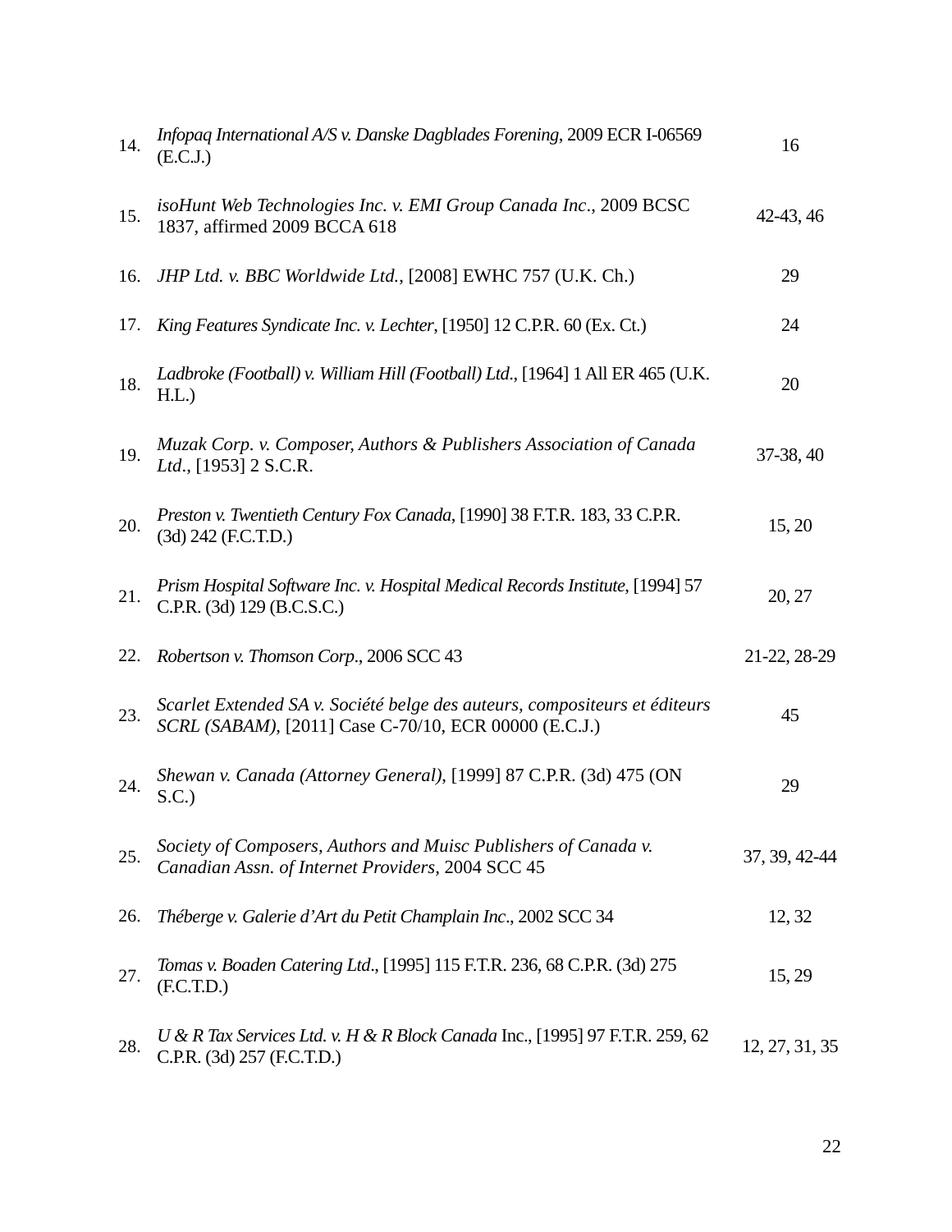| | | |
|---|---|---|
| 14. | *Infopaq International A/S v. Danske Dagblades Forening*, 2009 ECR I-06569 (E.C.J.) | 16 |
| 15. | *isoHunt Web Technologies Inc. v. EMI Group Canada Inc*., 2009 BCSC 1837, affirmed 2009 BCCA 618 | 42-43, 46 |
| 16. | *JHP Ltd. v. BBC Worldwide Ltd.*, [2008] EWHC 757 (U.K. Ch.) | 29 |
| 17. | *King Features Syndicate Inc. v. Lechter*, [1950] 12 C.P.R. 60 (Ex. Ct.) | 24 |
| 18. | *Ladbroke (Football) v. William Hill (Football) Ltd*., [1964] 1 All ER 465 (U.K. H.L.) | 20 |
| 19. | *Muzak Corp. v. Composer, Authors & Publishers Association of Canada Ltd*., [1953] 2 S.C.R. | 37-38, 40 |
| 20. | *Preston v. Twentieth Century Fox Canada*, [1990] 38 F.T.R. 183, 33 C.P.R. (3d) 242 (F.C.T.D.) | 15, 20 |
| 21. | *Prism Hospital Software Inc. v. Hospital Medical Records Institute*, [1994] 57 C.P.R. (3d) 129 (B.C.S.C.) | 20, 27 |
| 22. | *Robertson v. Thomson Corp*., 2006 SCC 43 | 21-22, 28-29 |
| 23. | *Scarlet Extended SA v. Société belge des auteurs, compositeurs et éditeurs SCRL (SABAM)*, [2011] Case C-70/10, ECR 00000 (E.C.J.) | 45 |
| 24. | *Shewan v. Canada (Attorney General)*, [1999] 87 C.P.R. (3d) 475 (ON S.C.) | 29 |
| 25. | *Society of Composers, Authors and Muisc Publishers of Canada v. Canadian Assn. of Internet Providers*, 2004 SCC 45 | 37, 39, 42-44 |
| 26. | *Théberge v. Galerie d'Art du Petit Champlain Inc*., 2002 SCC 34 | 12, 32 |
| 27. | *Tomas v. Boaden Catering Ltd*., [1995] 115 F.T.R. 236, 68 C.P.R. (3d) 275 (F.C.T.D.) | 15, 29 |
| 28. | *U & R Tax Services Ltd. v. H & R Block Canada* Inc., [1995] 97 F.T.R. 259, 62 C.P.R. (3d) 257 (F.C.T.D.) | 12, 27, 31, 35 |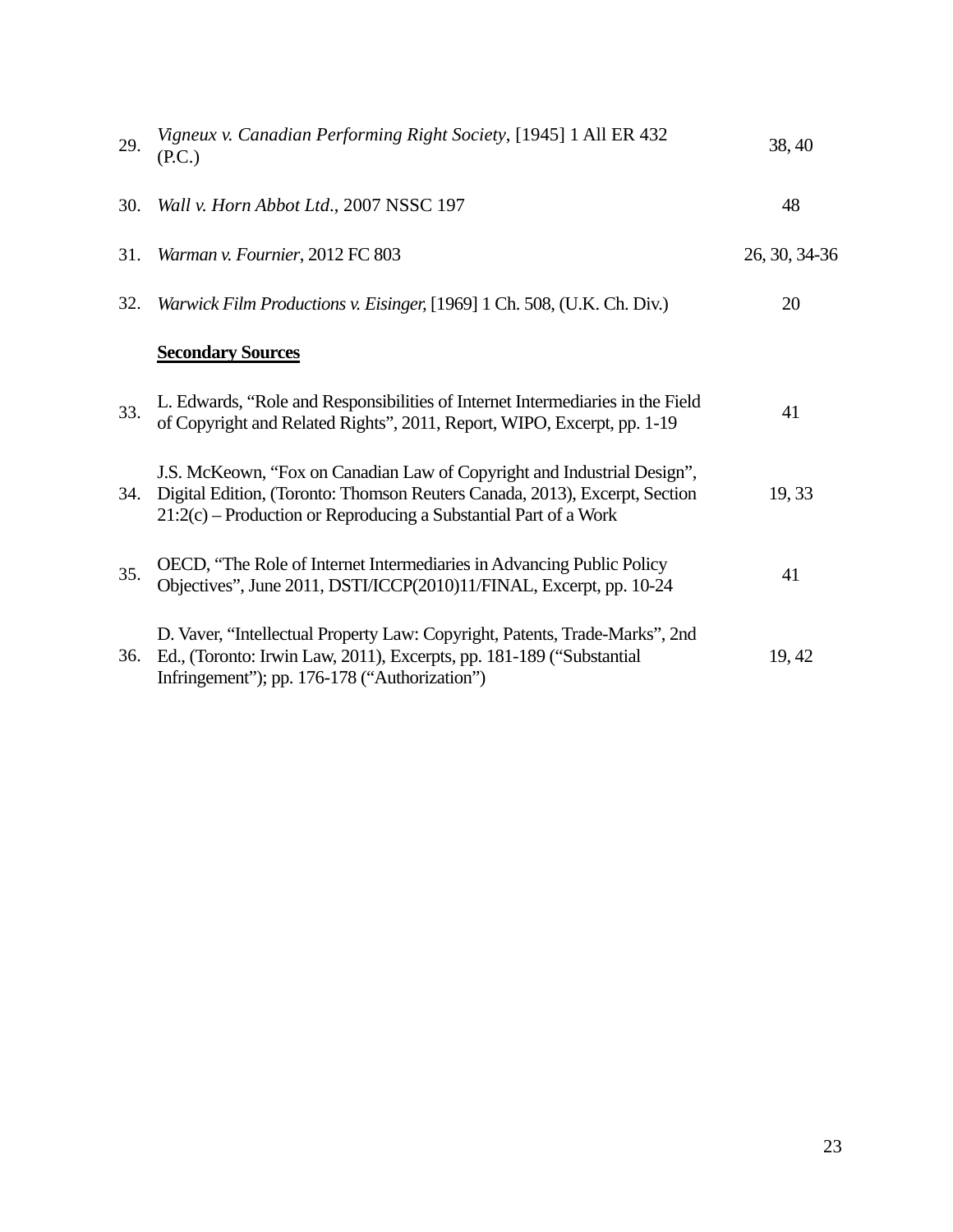| | | |
|---|---|---|
| 29. | *Vigneux v. Canadian Performing Right Society*, [1945] 1 All ER 432 (P.C.) | 38, 40 |
| 30. | *Wall v. Horn Abbot Ltd*., 2007 NSSC 197 | 48 |
| 31. | *Warman v. Fournier*, 2012 FC 803 | 26, 30, 34-36 |
| 32. | *Warwick Film Productions v. Eisinger*, [1969] 1 Ch. 508, (U.K. Ch. Div.) | 20 |
| | **Secondary Sources** | |
| 33. | L. Edwards, "Role and Responsibilities of Internet Intermediaries in the Field of Copyright and Related Rights", 2011, Report, WIPO, Excerpt, pp. 1-19 | 41 |
| 34. | J.S. McKeown, "Fox on Canadian Law of Copyright and Industrial Design", Digital Edition, (Toronto: Thomson Reuters Canada, 2013), Excerpt, Section 21:2(c) – Production or Reproducing a Substantial Part of a Work | 19, 33 |
| 35. | OECD, "The Role of Internet Intermediaries in Advancing Public Policy Objectives", June 2011, DSTI/ICCP(2010)11/FINAL, Excerpt, pp. 10-24 | 41 |
| 36. | D. Vaver, "Intellectual Property Law: Copyright, Patents, Trade-Marks", 2nd Ed., (Toronto: Irwin Law, 2011), Excerpts, pp. 181-189 ("Substantial Infringement"); pp. 176-178 ("Authorization") | 19, 42 |